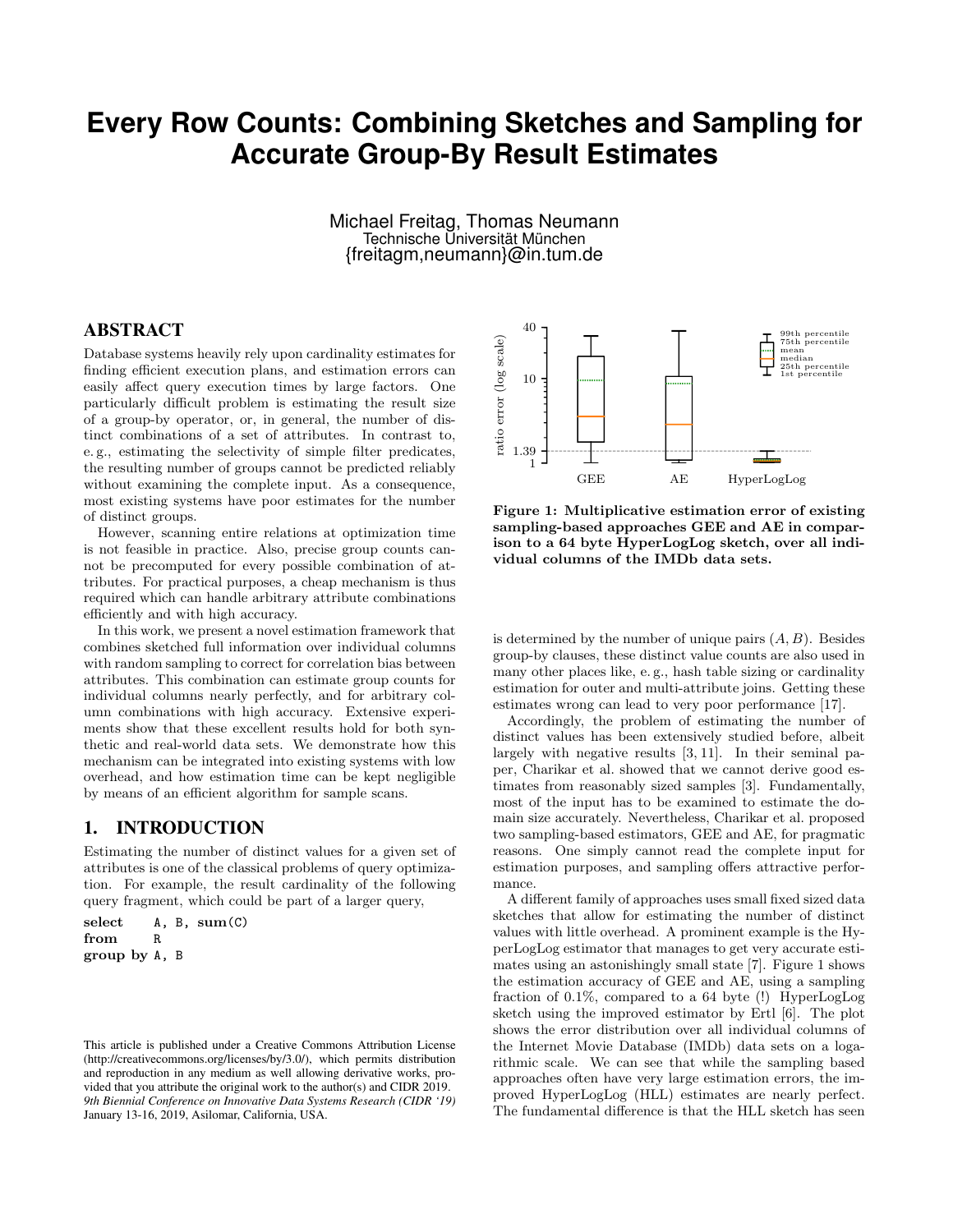# Every Row Counts: Combining Sketches and Sampling for Accurate Group-By Result Estimates

Michael Freitag, Thomas Neumann
Technische Universität München
{freitagm,neumann}@in.tum.de

## ABSTRACT

Database systems heavily rely upon cardinality estimates for finding efficient execution plans, and estimation errors can easily affect query execution times by large factors. One particularly difficult problem is estimating the result size of a group-by operator, or, in general, the number of distinct combinations of a set of attributes. In contrast to, e. g., estimating the selectivity of simple filter predicates, the resulting number of groups cannot be predicted reliably without examining the complete input. As a consequence, most existing systems have poor estimates for the number of distinct groups.

However, scanning entire relations at optimization time is not feasible in practice. Also, precise group counts cannot be precomputed for every possible combination of attributes. For practical purposes, a cheap mechanism is thus required which can handle arbitrary attribute combinations efficiently and with high accuracy.

In this work, we present a novel estimation framework that combines sketched full information over individual columns with random sampling to correct for correlation bias between attributes. This combination can estimate group counts for individual columns nearly perfectly, and for arbitrary column combinations with high accuracy. Extensive experiments show that these excellent results hold for both synthetic and real-world data sets. We demonstrate how this mechanism can be integrated into existing systems with low overhead, and how estimation time can be kept negligible by means of an efficient algorithm for sample scans.

## 1. INTRODUCTION

Estimating the number of distinct values for a given set of attributes is one of the classical problems of query optimization. For example, the result cardinality of the following query fragment, which could be part of a larger query,

```
select   A, B, sum(C)
from     R
group by A, B
```

is determined by the number of unique pairs $(A, B)$. Besides group-by clauses, these distinct value counts are also used in many other places like, e. g., hash table sizing or cardinality estimation for outer and multi-attribute joins. Getting these estimates wrong can lead to very poor performance [17].

Accordingly, the problem of estimating the number of distinct values has been extensively studied before, albeit largely with negative results [3, 11]. In their seminal paper, Charikar et al. showed that we cannot derive good estimates from reasonably sized samples [3]. Fundamentally, most of the input has to be examined to estimate the domain size accurately. Nevertheless, Charikar et al. proposed two sampling-based estimators, GEE and AE, for pragmatic reasons. One simply cannot read the complete input for estimation purposes, and sampling offers attractive performance.

A different family of approaches uses small fixed sized data sketches that allow for estimating the number of distinct values with little overhead. A prominent example is the HyperLogLog estimator that manages to get very accurate estimates using an astonishingly small state [7]. Figure 1 shows the estimation accuracy of GEE and AE, using a sampling fraction of 0.1%, compared to a 64 byte (!) HyperLogLog sketch using the improved estimator by Ertl [6]. The plot shows the error distribution over all individual columns of the Internet Movie Database (IMDb) data sets on a logarithmic scale. We can see that while the sampling based approaches often have very large estimation errors, the improved HyperLogLog (HLL) estimates are nearly perfect. The fundamental difference is that the HLL sketch has seen

**Figure 1: Multiplicative estimation error of existing sampling-based approaches GEE and AE in comparison to a 64 byte HyperLogLog sketch, over all individual columns of the IMDb data sets.**

This article is published under a Creative Commons Attribution License (http://creativecommons.org/licenses/by/3.0/), which permits distribution and reproduction in any medium as well allowing derivative works, provided that you attribute the original work to the author(s) and CIDR 2019.
*9th Biennial Conference on Innovative Data Systems Research (CIDR '19)* January 13-16, 2019, Asilomar, California, USA.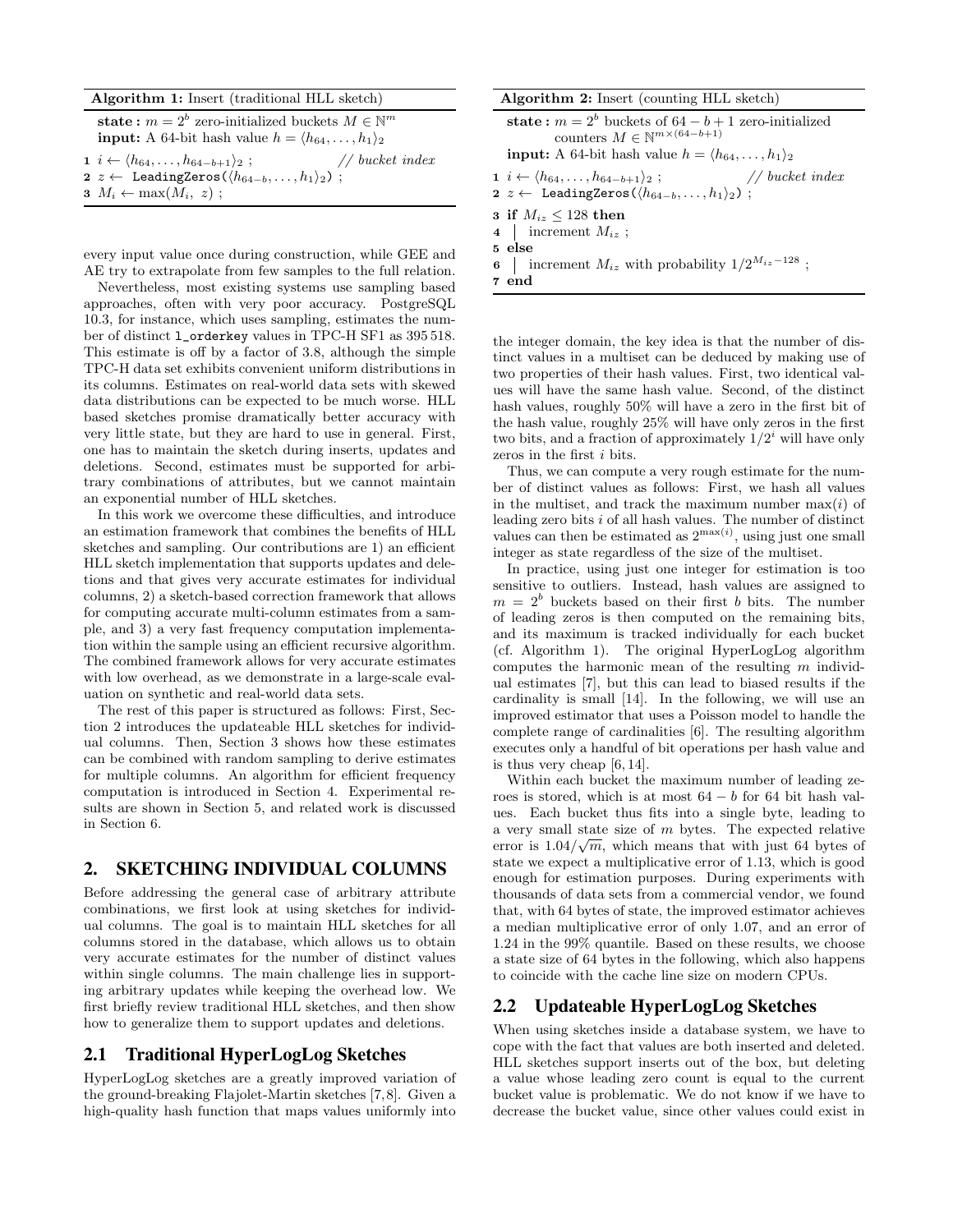**Algorithm 1:** Insert (traditional HLL sketch)

**state :** $m = 2^b$ zero-initialized buckets $M \in \mathbb{N}^m$
**input:** A 64-bit hash value $h = \langle h_{64}, \ldots, h_1 \rangle_2$

1 $i \leftarrow \langle h_{64}, \ldots, h_{64-b+1} \rangle_2$ ; // *bucket index*
2 $z \leftarrow$ `LeadingZeros`($\langle h_{64-b}, \ldots, h_1 \rangle_2$) ;
3 $M_i \leftarrow \max(M_i,\ z)$ ;

**Algorithm 2:** Insert (counting HLL sketch)

**state :** $m = 2^b$ buckets of $64 - b + 1$ zero-initialized counters $M \in \mathbb{N}^{m \times (64-b+1)}$
**input:** A 64-bit hash value $h = \langle h_{64}, \ldots, h_1 \rangle_2$

1 $i \leftarrow \langle h_{64}, \ldots, h_{64-b+1} \rangle_2$ ; // *bucket index*
2 $z \leftarrow$ `LeadingZeros`($\langle h_{64-b}, \ldots, h_1 \rangle_2$) ;
3 **if** $M_{iz} \leq 128$ **then**
4 | increment $M_{iz}$ ;
5 **else**
6 | increment $M_{iz}$ with probability $1/2^{M_{iz}-128}$ ;
7 **end**

every input value once during construction, while GEE and AE try to extrapolate from few samples to the full relation.

Nevertheless, most existing systems use sampling based approaches, often with very poor accuracy. PostgreSQL 10.3, for instance, which uses sampling, estimates the number of distinct `l_orderkey` values in TPC-H SF1 as 395 518. This estimate is off by a factor of 3.8, although the simple TPC-H data set exhibits convenient uniform distributions in its columns. Estimates on real-world data sets with skewed data distributions can be expected to be much worse. HLL based sketches promise dramatically better accuracy with very little state, but they are hard to use in general. First, one has to maintain the sketch during inserts, updates and deletions. Second, estimates must be supported for arbitrary combinations of attributes, but we cannot maintain an exponential number of HLL sketches.

In this work we overcome these difficulties, and introduce an estimation framework that combines the benefits of HLL sketches and sampling. Our contributions are 1) an efficient HLL sketch implementation that supports updates and deletions and that gives very accurate estimates for individual columns, 2) a sketch-based correction framework that allows for computing accurate multi-column estimates from a sample, and 3) a very fast frequency computation implementation within the sample using an efficient recursive algorithm. The combined framework allows for very accurate estimates with low overhead, as we demonstrate in a large-scale evaluation on synthetic and real-world data sets.

The rest of this paper is structured as follows: First, Section 2 introduces the updateable HLL sketches for individual columns. Then, Section 3 shows how these estimates can be combined with random sampling to derive estimates for multiple columns. An algorithm for efficient frequency computation is introduced in Section 4. Experimental results are shown in Section 5, and related work is discussed in Section 6.

## 2. SKETCHING INDIVIDUAL COLUMNS

Before addressing the general case of arbitrary attribute combinations, we first look at using sketches for individual columns. The goal is to maintain HLL sketches for all columns stored in the database, which allows us to obtain very accurate estimates for the number of distinct values within single columns. The main challenge lies in supporting arbitrary updates while keeping the overhead low. We first briefly review traditional HLL sketches, and then show how to generalize them to support updates and deletions.

### 2.1 Traditional HyperLogLog Sketches

HyperLogLog sketches are a greatly improved variation of the ground-breaking Flajolet-Martin sketches [7,8]. Given a high-quality hash function that maps values uniformly into the integer domain, the key idea is that the number of distinct values in a multiset can be deduced by making use of two properties of their hash values. First, two identical values will have the same hash value. Second, of the distinct hash values, roughly 50% will have a zero in the first bit of the hash value, roughly 25% will have only zeros in the first two bits, and a fraction of approximately $1/2^i$ will have only zeros in the first $i$ bits.

Thus, we can compute a very rough estimate for the number of distinct values as follows: First, we hash all values in the multiset, and track the maximum number $\max(i)$ of leading zero bits $i$ of all hash values. The number of distinct values can then be estimated as $2^{\max(i)}$, using just one small integer as state regardless of the size of the multiset.

In practice, using just one integer for estimation is too sensitive to outliers. Instead, hash values are assigned to $m = 2^b$ buckets based on their first $b$ bits. The number of leading zeros is then computed on the remaining bits, and its maximum is tracked individually for each bucket (cf. Algorithm 1). The original HyperLogLog algorithm computes the harmonic mean of the resulting $m$ individual estimates [7], but this can lead to biased results if the cardinality is small [14]. In the following, we will use an improved estimator that uses a Poisson model to handle the complete range of cardinalities [6]. The resulting algorithm executes only a handful of bit operations per hash value and is thus very cheap [6,14].

Within each bucket the maximum number of leading zeroes is stored, which is at most $64 - b$ for 64 bit hash values. Each bucket thus fits into a single byte, leading to a very small state size of $m$ bytes. The expected relative error is $1.04/\sqrt{m}$, which means that with just 64 bytes of state we expect a multiplicative error of 1.13, which is good enough for estimation purposes. During experiments with thousands of data sets from a commercial vendor, we found that, with 64 bytes of state, the improved estimator achieves a median multiplicative error of only 1.07, and an error of 1.24 in the 99% quantile. Based on these results, we choose a state size of 64 bytes in the following, which also happens to coincide with the cache line size on modern CPUs.

### 2.2 Updateable HyperLogLog Sketches

When using sketches inside a database system, we have to cope with the fact that values are both inserted and deleted. HLL sketches support inserts out of the box, but deleting a value whose leading zero count is equal to the current bucket value is problematic. We do not know if we have to decrease the bucket value, since other values could exist in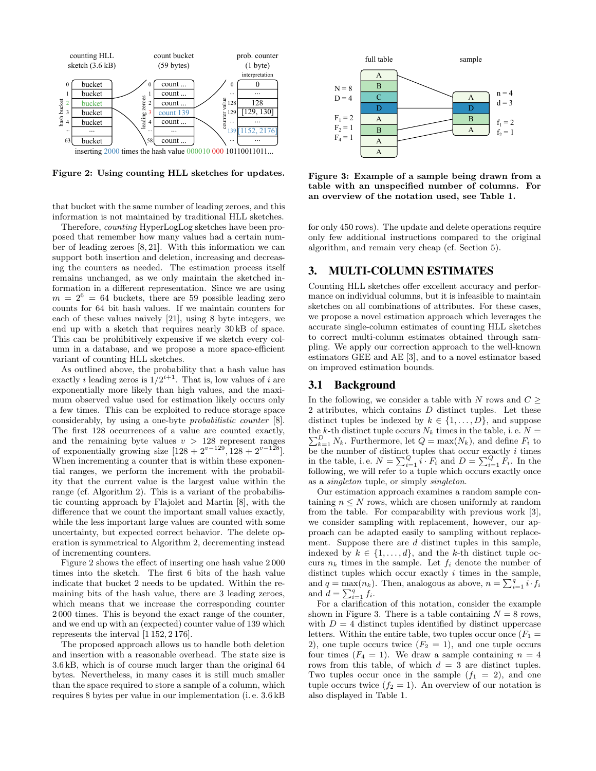Figure 2: Using counting HLL sketches for updates.

that bucket with the same number of leading zeroes, and this information is not maintained by traditional HLL sketches.

Therefore, *counting* HyperLogLog sketches have been proposed that remember how many values had a certain number of leading zeroes [8, 21]. With this information we can support both insertion and deletion, increasing and decreasing the counters as needed. The estimation process itself remains unchanged, as we only maintain the sketched information in a different representation. Since we are using $m = 2^6 = 64$ buckets, there are 59 possible leading zero counts for 64 bit hash values. If we maintain counters for each of these values naively [21], using 8 byte integers, we end up with a sketch that requires nearly 30 kB of space. This can be prohibitively expensive if we sketch every column in a database, and we propose a more space-efficient variant of counting HLL sketches.

As outlined above, the probability that a hash value has exactly $i$ leading zeros is $1/2^{i+1}$. That is, low values of $i$ are exponentially more likely than high values, and the maximum observed value used for estimation likely occurs only a few times. This can be exploited to reduce storage space considerably, by using a one-byte *probabilistic counter* [8]. The first 128 occurrences of a value are counted exactly, and the remaining byte values $v > 128$ represent ranges of exponentially growing size $[128 + 2^{v-129}, 128 + 2^{v-128}]$. When incrementing a counter that is within these exponential ranges, we perform the increment with the probability that the current value is the largest value within the range (cf. Algorithm 2). This is a variant of the probabilistic counting approach by Flajolet and Martin [8], with the difference that we count the important small values exactly, while the less important large values are counted with some uncertainty, but expected correct behavior. The delete operation is symmetrical to Algorithm 2, decrementing instead of incrementing counters.

Figure 2 shows the effect of inserting one hash value 2 000 times into the sketch. The first 6 bits of the hash value indicate that bucket 2 needs to be updated. Within the remaining bits of the hash value, there are 3 leading zeroes, which means that we increase the corresponding counter 2 000 times. This is beyond the exact range of the counter, and we end up with an (expected) counter value of 139 which represents the interval [1 152, 2 176].

The proposed approach allows us to handle both deletion and insertion with a reasonable overhead. The state size is 3.6 kB, which is of course much larger than the original 64 bytes. Nevertheless, in many cases it is still much smaller than the space required to store a sample of a column, which requires 8 bytes per value in our implementation (i. e. 3.6 kB for only 450 rows). The update and delete operations require only few additional instructions compared to the original algorithm, and remain very cheap (cf. Section 5).

Figure 3: Example of a sample being drawn from a table with an unspecified number of columns. For an overview of the notation used, see Table 1.

# 3. MULTI-COLUMN ESTIMATES

Counting HLL sketches offer excellent accuracy and performance on individual columns, but it is infeasible to maintain sketches on all combinations of attributes. For these cases, we propose a novel estimation approach which leverages the accurate single-column estimates of counting HLL sketches to correct multi-column estimates obtained through sampling. We apply our correction approach to the well-known estimators GEE and AE [3], and to a novel estimator based on improved estimation bounds.

## 3.1 Background

In the following, we consider a table with $N$ rows and $C \geq 2$ attributes, which contains $D$ distinct tuples. Let these distinct tuples be indexed by $k \in \{1, \dots, D\}$, and suppose the $k$-th distinct tuple occurs $N_k$ times in the table, i. e. $N = \sum_{k=1}^{D} N_k$. Furthermore, let $Q = \max(N_k)$, and define $F_i$ to be the number of distinct tuples that occur exactly $i$ times in the table, i. e. $N = \sum_{i=1}^{Q} i \cdot F_i$ and $D = \sum_{i=1}^{Q} F_i$. In the following, we will refer to a tuple which occurs exactly once as a *singleton* tuple, or simply *singleton*.

Our estimation approach examines a random sample containing $n \leq N$ rows, which are chosen uniformly at random from the table. For comparability with previous work [3], we consider sampling with replacement, however, our approach can be adapted easily to sampling without replacement. Suppose there are $d$ distinct tuples in this sample, indexed by $k \in \{1, \dots, d\}$, and the $k$-th distinct tuple occurs $n_k$ times in the sample. Let $f_i$ denote the number of distinct tuples which occur exactly $i$ times in the sample, and $q = \max(n_k)$. Then, analogous as above, $n = \sum_{i=1}^{q} i \cdot f_i$ and $d = \sum_{i=1}^{q} f_i$.

For a clarification of this notation, consider the example shown in Figure 3. There is a table containing $N = 8$ rows, with $D = 4$ distinct tuples identified by distinct uppercase letters. Within the entire table, two tuples occur once ($F_1 = 2$), one tuple occurs twice ($F_2 = 1$), and one tuple occurs four times ($F_4 = 1$). We draw a sample containing $n = 4$ rows from this table, of which $d = 3$ are distinct tuples. Two tuples occur once in the sample ($f_1 = 2$), and one tuple occurs twice ($f_2 = 1$). An overview of our notation is also displayed in Table 1.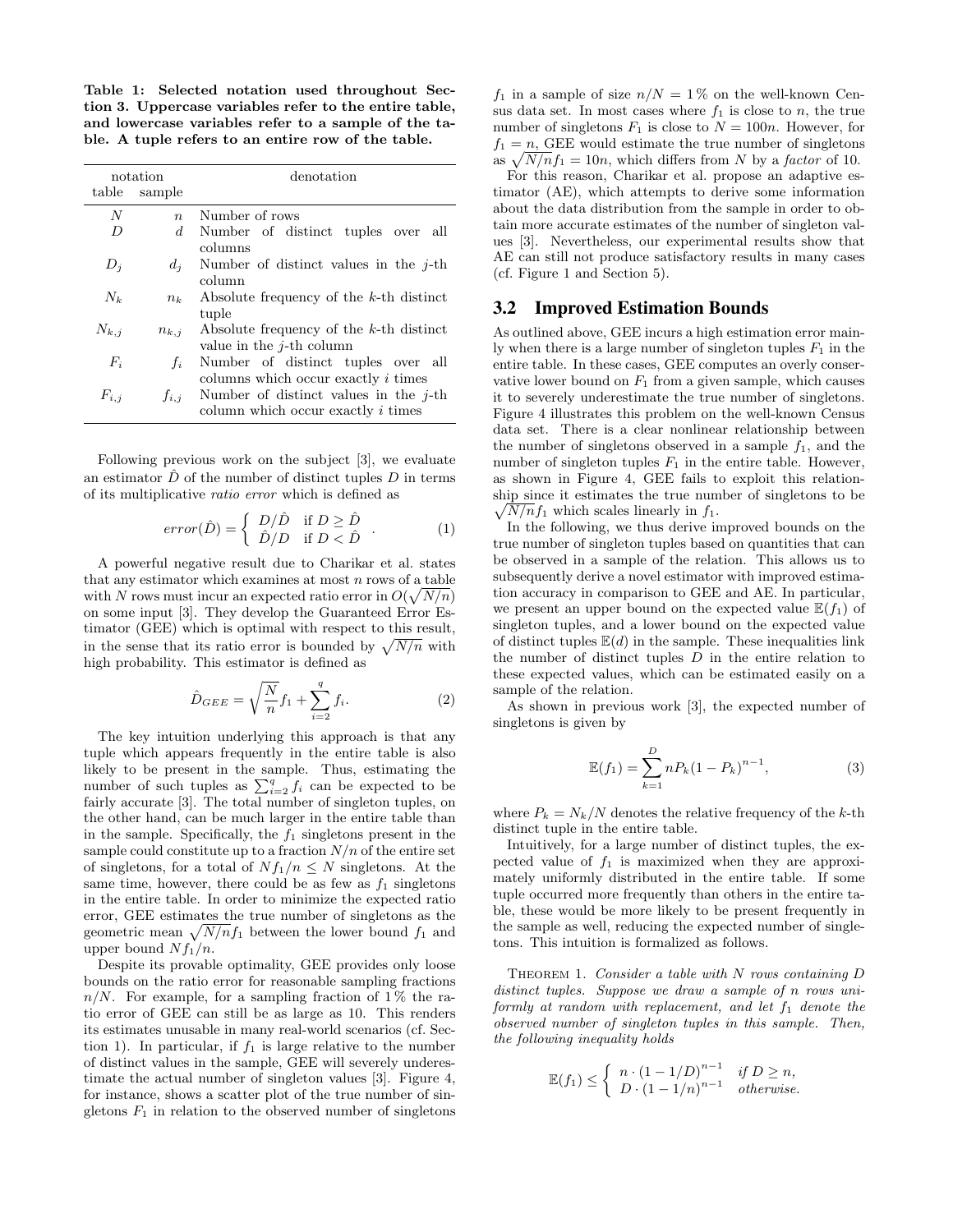**Table 1: Selected notation used throughout Section 3. Uppercase variables refer to the entire table, and lowercase variables refer to a sample of the table. A tuple refers to an entire row of the table.**

| notation table | notation sample | denotation |
|---|---|---|
| $N$ | $n$ | Number of rows |
| $D$ | $d$ | Number of distinct tuples over all columns |
| $D_j$ | $d_j$ | Number of distinct values in the $j$-th column |
| $N_k$ | $n_k$ | Absolute frequency of the $k$-th distinct tuple |
| $N_{k,j}$ | $n_{k,j}$ | Absolute frequency of the $k$-th distinct value in the $j$-th column |
| $F_i$ | $f_i$ | Number of distinct tuples over all columns which occur exactly $i$ times |
| $F_{i,j}$ | $f_{i,j}$ | Number of distinct values in the $j$-th column which occur exactly $i$ times |

Following previous work on the subject [3], we evaluate an estimator $\hat{D}$ of the number of distinct tuples $D$ in terms of its multiplicative *ratio error* which is defined as

$$error(\hat{D}) = \begin{cases} D/\hat{D} & \text{if } D \geq \hat{D} \\ \hat{D}/D & \text{if } D < \hat{D} \end{cases} . \qquad (1)$$

A powerful negative result due to Charikar et al. states that any estimator which examines at most $n$ rows of a table with $N$ rows must incur an expected ratio error in $O(\sqrt{N/n})$ on some input [3]. They develop the Guaranteed Error Estimator (GEE) which is optimal with respect to this result, in the sense that its ratio error is bounded by $\sqrt{N/n}$ with high probability. This estimator is defined as

$$\hat{D}_{GEE} = \sqrt{\frac{N}{n}} f_1 + \sum_{i=2}^{q} f_i. \qquad (2)$$

The key intuition underlying this approach is that any tuple which appears frequently in the entire table is also likely to be present in the sample. Thus, estimating the number of such tuples as $\sum_{i=2}^{q} f_i$ can be expected to be fairly accurate [3]. The total number of singleton tuples, on the other hand, can be much larger in the entire table than in the sample. Specifically, the $f_1$ singletons present in the sample could constitute up to a fraction $N/n$ of the entire set of singletons, for a total of $Nf_1/n \leq N$ singletons. At the same time, however, there could be as few as $f_1$ singletons in the entire table. In order to minimize the expected ratio error, GEE estimates the true number of singletons as the geometric mean $\sqrt{N/n} f_1$ between the lower bound $f_1$ and upper bound $Nf_1/n$.

Despite its provable optimality, GEE provides only loose bounds on the ratio error for reasonable sampling fractions $n/N$. For example, for a sampling fraction of 1 % the ratio error of GEE can still be as large as 10. This renders its estimates unusable in many real-world scenarios (cf. Section 1). In particular, if $f_1$ is large relative to the number of distinct values in the sample, GEE will severely underestimate the actual number of singleton values [3]. Figure 4, for instance, shows a scatter plot of the true number of singletons $F_1$ in relation to the observed number of singletons $f_1$ in a sample of size $n/N = 1\,\%$ on the well-known Census data set. In most cases where $f_1$ is close to $n$, the true number of singletons $F_1$ is close to $N = 100n$. However, for $f_1 = n$, GEE would estimate the true number of singletons as $\sqrt{N/n} f_1 = 10n$, which differs from $N$ by a *factor* of 10.

For this reason, Charikar et al. propose an adaptive estimator (AE), which attempts to derive some information about the data distribution from the sample in order to obtain more accurate estimates of the number of singleton values [3]. Nevertheless, our experimental results show that AE can still not produce satisfactory results in many cases (cf. Figure 1 and Section 5).

## 3.2 Improved Estimation Bounds

As outlined above, GEE incurs a high estimation error mainly when there is a large number of singleton tuples $F_1$ in the entire table. In these cases, GEE computes an overly conservative lower bound on $F_1$ from a given sample, which causes it to severely underestimate the true number of singletons. Figure 4 illustrates this problem on the well-known Census data set. There is a clear nonlinear relationship between the number of singletons observed in a sample $f_1$, and the number of singleton tuples $F_1$ in the entire table. However, as shown in Figure 4, GEE fails to exploit this relationship since it estimates the true number of singletons to be $\sqrt{N/n} f_1$ which scales linearly in $f_1$.

In the following, we thus derive improved bounds on the true number of singleton tuples based on quantities that can be observed in a sample of the relation. This allows us to subsequently derive a novel estimator with improved estimation accuracy in comparison to GEE and AE. In particular, we present an upper bound on the expected value $\mathbb{E}(f_1)$ of singleton tuples, and a lower bound on the expected value of distinct tuples $\mathbb{E}(d)$ in the sample. These inequalities link the number of distinct tuples $D$ in the entire relation to these expected values, which can be estimated easily on a sample of the relation.

As shown in previous work [3], the expected number of singletons is given by

$$\mathbb{E}(f_1) = \sum_{k=1}^{D} n P_k (1 - P_k)^{n-1}, \qquad (3)$$

where $P_k = N_k/N$ denotes the relative frequency of the $k$-th distinct tuple in the entire table.

Intuitively, for a large number of distinct tuples, the expected value of $f_1$ is maximized when they are approximately uniformly distributed in the entire table. If some tuple occurred more frequently than others in the entire table, these would be more likely to be present frequently in the sample as well, reducing the expected number of singletons. This intuition is formalized as follows.

Theorem 1. *Consider a table with $N$ rows containing $D$ distinct tuples. Suppose we draw a sample of $n$ rows uniformly at random with replacement, and let $f_1$ denote the observed number of singleton tuples in this sample. Then, the following inequality holds*

$$\mathbb{E}(f_1) \leq \begin{cases} n \cdot (1 - 1/D)^{n-1} & \text{if } D \geq n, \\ D \cdot (1 - 1/n)^{n-1} & \text{otherwise.} \end{cases}$$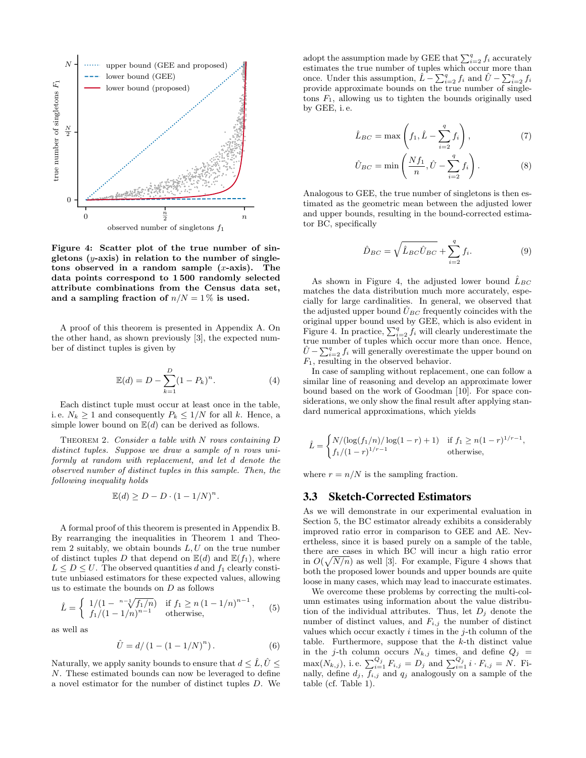**Figure 4: Scatter plot of the true number of singletons ($y$-axis) in relation to the number of singletons observed in a random sample ($x$-axis). The data points correspond to 1 500 randomly selected attribute combinations from the Census data set, and a sampling fraction of $n/N = 1\%$ is used.**

A proof of this theorem is presented in Appendix A. On the other hand, as shown previously [3], the expected number of distinct tuples is given by

$$\mathbb{E}(d) = D - \sum_{k=1}^{D}(1 - P_k)^n. \tag{4}$$

Each distinct tuple must occur at least once in the table, i. e. $N_k \geq 1$ and consequently $P_k \leq 1/N$ for all $k$. Hence, a simple lower bound on $\mathbb{E}(d)$ can be derived as follows.

THEOREM 2. *Consider a table with $N$ rows containing $D$ distinct tuples. Suppose we draw a sample of $n$ rows uniformly at random with replacement, and let $d$ denote the observed number of distinct tuples in this sample. Then, the following inequality holds*

$$\mathbb{E}(d) \geq D - D \cdot (1 - 1/N)^n.$$

A formal proof of this theorem is presented in Appendix B. By rearranging the inequalities in Theorem 1 and Theorem 2 suitably, we obtain bounds $L, U$ on the true number of distinct tuples $D$ that depend on $\mathbb{E}(d)$ and $\mathbb{E}(f_1)$, where $L \leq D \leq U$. The observed quantities $d$ and $f_1$ clearly constitute unbiased estimators for these expected values, allowing us to estimate the bounds on $D$ as follows

$$\hat{L} = \begin{cases} 1/(1 - \sqrt[n-1]{f_1/n}) & \text{if } f_1 \geq n\,(1 - 1/n)^{n-1}, \\ f_1/(1 - 1/n)^{n-1} & \text{otherwise,} \end{cases} \tag{5}$$

as well as

$$\hat{U} = d / \left(1 - (1 - 1/N)^n\right). \tag{6}$$

Naturally, we apply sanity bounds to ensure that $d \leq \hat{L}, \hat{U} \leq N$. These estimated bounds can now be leveraged to define a novel estimator for the number of distinct tuples $D$. We adopt the assumption made by GEE that $\sum_{i=2}^{q} f_i$ accurately estimates the true number of tuples which occur more than once. Under this assumption, $\hat{L} - \sum_{i=2}^{q} f_i$ and $\hat{U} - \sum_{i=2}^{q} f_i$ provide approximate bounds on the true number of singletons $F_1$, allowing us to tighten the bounds originally used by GEE, i. e.

$$\hat{L}_{BC} = \max\left(f_1, \hat{L} - \sum_{i=2}^{q} f_i\right), \tag{7}$$

$$\hat{U}_{BC} = \min\left(\frac{Nf_1}{n}, \hat{U} - \sum_{i=2}^{q} f_i\right). \tag{8}$$

Analogous to GEE, the true number of singletons is then estimated as the geometric mean between the adjusted lower and upper bounds, resulting in the bound-corrected estimator BC, specifically

$$\hat{D}_{BC} = \sqrt{\hat{L}_{BC}\hat{U}_{BC}} + \sum_{i=2}^{q} f_i. \tag{9}$$

As shown in Figure 4, the adjusted lower bound $\hat{L}_{BC}$ matches the data distribution much more accurately, especially for large cardinalities. In general, we observed that the adjusted upper bound $\hat{U}_{BC}$ frequently coincides with the original upper bound used by GEE, which is also evident in Figure 4. In practice, $\sum_{i=2}^{q} f_i$ will clearly underestimate the true number of tuples which occur more than once. Hence, $\hat{U} - \sum_{i=2}^{q} f_i$ will generally overestimate the upper bound on $F_1$, resulting in the observed behavior.

In case of sampling without replacement, one can follow a similar line of reasoning and develop an approximate lower bound based on the work of Goodman [10]. For space considerations, we only show the final result after applying standard numerical approximations, which yields

$$\hat{L} = \begin{cases} N/(\log(f_1/n)/\log(1-r) + 1) & \text{if } f_1 \geq n(1-r)^{1/r-1}, \\ f_1/(1-r)^{1/r-1} & \text{otherwise,} \end{cases}$$

where $r = n/N$ is the sampling fraction.

## 3.3 Sketch-Corrected Estimators

As we will demonstrate in our experimental evaluation in Section 5, the BC estimator already exhibits a considerably improved ratio error in comparison to GEE and AE. Nevertheless, since it is based purely on a sample of the table, there are cases in which BC will incur a high ratio error in $O(\sqrt{N/n})$ as well [3]. For example, Figure 4 shows that both the proposed lower bounds and upper bounds are quite loose in many cases, which may lead to inaccurate estimates.

We overcome these problems by correcting the multi-column estimates using information about the value distribution of the individual attributes. Thus, let $D_j$ denote the number of distinct values, and $F_{i,j}$ the number of distinct values which occur exactly $i$ times in the $j$-th column of the table. Furthermore, suppose that the $k$-th distinct value in the $j$-th column occurs $N_{k,j}$ times, and define $Q_j = \max(N_{k,j})$, i. e. $\sum_{i=1}^{Q_j} F_{i,j} = D_j$ and $\sum_{i=1}^{Q_j} i \cdot F_{i,j} = N$. Finally, define $d_j$, $f_{i,j}$ and $q_j$ analogously on a sample of the table (cf. Table 1).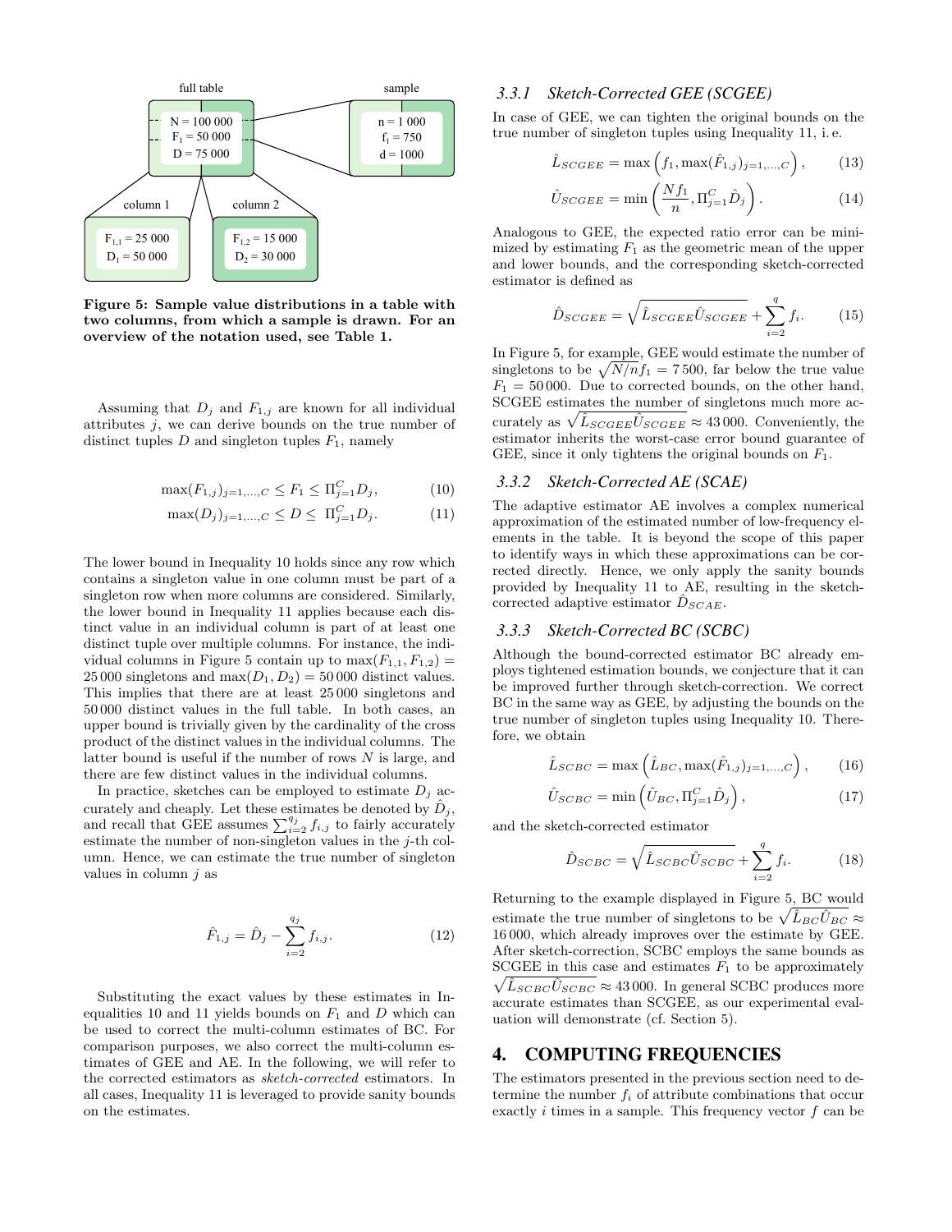Figure 5: Sample value distributions in a table with two columns, from which a sample is drawn. For an overview of the notation used, see Table 1.

Assuming that $D_j$ and $F_{1,j}$ are known for all individual attributes $j$, we can derive bounds on the true number of distinct tuples $D$ and singleton tuples $F_1$, namely

$$\max(F_{1,j})_{j=1,\ldots,C} \leq F_1 \leq \Pi_{j=1}^{C} D_j, \tag{10}$$

$$\max(D_j)_{j=1,\ldots,C} \leq D \leq \Pi_{j=1}^{C} D_j. \tag{11}$$

The lower bound in Inequality 10 holds since any row which contains a singleton value in one column must be part of a singleton row when more columns are considered. Similarly, the lower bound in Inequality 11 applies because each distinct value in an individual column is part of at least one distinct tuple over multiple columns. For instance, the individual columns in Figure 5 contain up to $\max(F_{1,1}, F_{1,2}) = 25\,000$ singletons and $\max(D_1, D_2) = 50\,000$ distinct values. This implies that there are at least 25 000 singletons and 50 000 distinct values in the full table. In both cases, an upper bound is trivially given by the cardinality of the cross product of the distinct values in the individual columns. The latter bound is useful if the number of rows $N$ is large, and there are few distinct values in the individual columns.

In practice, sketches can be employed to estimate $D_j$ accurately and cheaply. Let these estimates be denoted by $\hat{D}_j$, and recall that GEE assumes $\sum_{i=2}^{q_j} f_{i,j}$ to fairly accurately estimate the number of non-singleton values in the $j$-th column. Hence, we can estimate the true number of singleton values in column $j$ as

$$\hat{F}_{1,j} = \hat{D}_j - \sum_{i=2}^{q_j} f_{i,j}. \tag{12}$$

Substituting the exact values by these estimates in Inequalities 10 and 11 yields bounds on $F_1$ and $D$ which can be used to correct the multi-column estimates of BC. For comparison purposes, we also correct the multi-column estimates of GEE and AE. In the following, we will refer to the corrected estimators as *sketch-corrected* estimators. In all cases, Inequality 11 is leveraged to provide sanity bounds on the estimates.

### 3.3.1 Sketch-Corrected GEE (SCGEE)

In case of GEE, we can tighten the original bounds on the true number of singleton tuples using Inequality 11, i. e.

$$\hat{L}_{SCGEE} = \max\left(f_1, \max(\hat{F}_{1,j})_{j=1,\ldots,C}\right), \tag{13}$$

$$\hat{U}_{SCGEE} = \min\left(\frac{Nf_1}{n}, \Pi_{j=1}^{C} \hat{D}_j\right). \tag{14}$$

Analogous to GEE, the expected ratio error can be minimized by estimating $F_1$ as the geometric mean of the upper and lower bounds, and the corresponding sketch-corrected estimator is defined as

$$\hat{D}_{SCGEE} = \sqrt{\hat{L}_{SCGEE}\hat{U}_{SCGEE}} + \sum_{i=2}^{q} f_i. \tag{15}$$

In Figure 5, for example, GEE would estimate the number of singletons to be $\sqrt{N/n}f_1 = 7\,500$, far below the true value $F_1 = 50\,000$. Due to corrected bounds, on the other hand, SCGEE estimates the number of singletons much more accurately as $\sqrt{\hat{L}_{SCGEE}\hat{U}_{SCGEE}} \approx 43\,000$. Conveniently, the estimator inherits the worst-case error bound guarantee of GEE, since it only tightens the original bounds on $F_1$.

### 3.3.2 Sketch-Corrected AE (SCAE)

The adaptive estimator AE involves a complex numerical approximation of the estimated number of low-frequency elements in the table. It is beyond the scope of this paper to identify ways in which these approximations can be corrected directly. Hence, we only apply the sanity bounds provided by Inequality 11 to AE, resulting in the sketch-corrected adaptive estimator $\hat{D}_{SCAE}$.

### 3.3.3 Sketch-Corrected BC (SCBC)

Although the bound-corrected estimator BC already employs tightened estimation bounds, we conjecture that it can be improved further through sketch-correction. We correct BC in the same way as GEE, by adjusting the bounds on the true number of singleton tuples using Inequality 10. Therefore, we obtain

$$\hat{L}_{SCBC} = \max\left(\hat{L}_{BC}, \max(\hat{F}_{1,j})_{j=1,\ldots,C}\right), \tag{16}$$

$$\hat{U}_{SCBC} = \min\left(\hat{U}_{BC}, \Pi_{j=1}^{C} \hat{D}_j\right), \tag{17}$$

and the sketch-corrected estimator

$$\hat{D}_{SCBC} = \sqrt{\hat{L}_{SCBC}\hat{U}_{SCBC}} + \sum_{i=2}^{q} f_i. \tag{18}$$

Returning to the example displayed in Figure 5, BC would estimate the true number of singletons to be $\sqrt{\hat{L}_{BC}\hat{U}_{BC}} \approx 16\,000$, which already improves over the estimate by GEE. After sketch-correction, SCBC employs the same bounds as SCGEE in this case and estimates $F_1$ to be approximately $\sqrt{\hat{L}_{SCBC}\hat{U}_{SCBC}} \approx 43\,000$. In general SCBC produces more accurate estimates than SCGEE, as our experimental evaluation will demonstrate (cf. Section 5).

## 4. COMPUTING FREQUENCIES

The estimators presented in the previous section need to determine the number $f_i$ of attribute combinations that occur exactly $i$ times in a sample. This frequency vector $f$ can be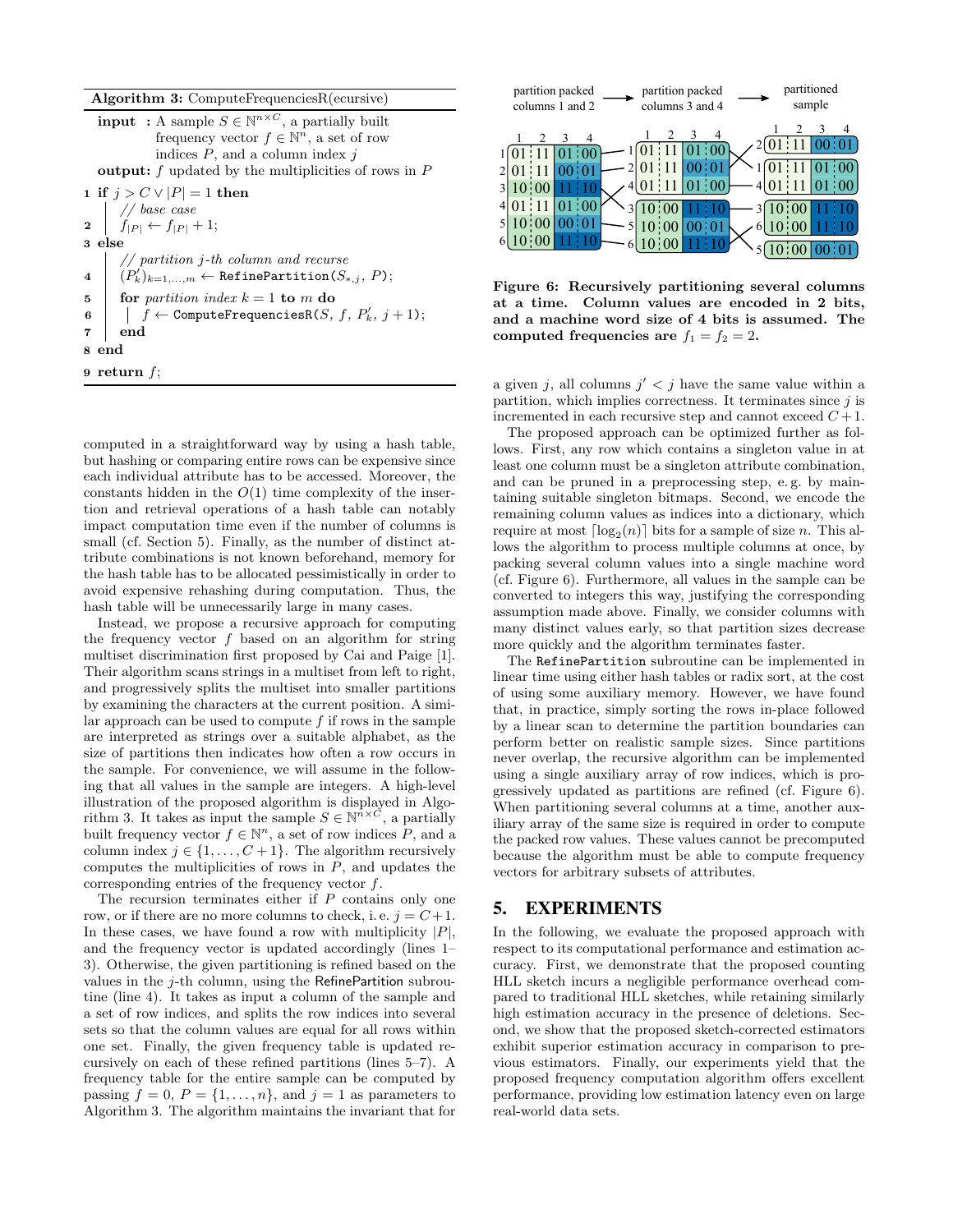**Algorithm 3:** ComputeFrequenciesR(ecursive)

```
input  : A sample S ∈ N^{n×C}, a partially built
         frequency vector f ∈ N^n, a set of row
         indices P, and a column index j
output: f updated by the multiplicities of rows in P
1 if j > C ∨ |P| = 1 then
      // base case
2     f_{|P|} ← f_{|P|} + 1;
3 else
      // partition j-th column and recurse
4     (P'_k)_{k=1,...,m} ← RefinePartition(S_{*,j}, P);
5     for partition index k = 1 to m do
6         f ← ComputeFrequenciesR(S, f, P'_k, j+1);
7     end
8 end
9 return f;
```

computed in a straightforward way by using a hash table, but hashing or comparing entire rows can be expensive since each individual attribute has to be accessed. Moreover, the constants hidden in the $O(1)$ time complexity of the insertion and retrieval operations of a hash table can notably impact computation time even if the number of columns is small (cf. Section 5). Finally, as the number of distinct attribute combinations is not known beforehand, memory for the hash table has to be allocated pessimistically in order to avoid expensive rehashing during computation. Thus, the hash table will be unnecessarily large in many cases.

Instead, we propose a recursive approach for computing the frequency vector $f$ based on an algorithm for string multiset discrimination first proposed by Cai and Paige [1]. Their algorithm scans strings in a multiset from left to right, and progressively splits the multiset into smaller partitions by examining the characters at the current position. A similar approach can be used to compute $f$ if rows in the sample are interpreted as strings over a suitable alphabet, as the size of partitions then indicates how often a row occurs in the sample. For convenience, we will assume in the following that all values in the sample are integers. A high-level illustration of the proposed algorithm is displayed in Algorithm 3. It takes as input the sample $S \in \mathbb{N}^{n \times C}$, a partially built frequency vector $f \in \mathbb{N}^n$, a set of row indices $P$, and a column index $j \in \{1, \ldots, C+1\}$. The algorithm recursively computes the multiplicities of rows in $P$, and updates the corresponding entries of the frequency vector $f$.

The recursion terminates either if $P$ contains only one row, or if there are no more columns to check, i. e. $j = C+1$. In these cases, we have found a row with multiplicity $|P|$, and the frequency vector is updated accordingly (lines 1–3). Otherwise, the given partitioning is refined based on the values in the $j$-th column, using the RefinePartition subroutine (line 4). It takes as input a column of the sample and a set of row indices, and splits the row indices into several sets so that the column values are equal for all rows within one set. Finally, the given frequency table is updated recursively on each of these refined partitions (lines 5–7). A frequency table for the entire sample can be computed by passing $f = 0$, $P = \{1, \ldots, n\}$, and $j = 1$ as parameters to Algorithm 3. The algorithm maintains the invariant that for a given $j$, all columns $j' < j$ have the same value within a partition, which implies correctness. It terminates since $j$ is incremented in each recursive step and cannot exceed $C+1$.

**Figure 6: Recursively partitioning several columns at a time. Column values are encoded in 2 bits, and a machine word size of 4 bits is assumed. The computed frequencies are $f_1 = f_2 = 2$.**

The proposed approach can be optimized further as follows. First, any row which contains a singleton value in at least one column must be a singleton attribute combination, and can be pruned in a preprocessing step, e. g. by maintaining suitable singleton bitmaps. Second, we encode the remaining column values as indices into a dictionary, which require at most $\lceil \log_2(n) \rceil$ bits for a sample of size $n$. This allows the algorithm to process multiple columns at once, by packing several column values into a single machine word (cf. Figure 6). Furthermore, all values in the sample can be converted to integers this way, justifying the corresponding assumption made above. Finally, we consider columns with many distinct values early, so that partition sizes decrease more quickly and the algorithm terminates faster.

The RefinePartition subroutine can be implemented in linear time using either hash tables or radix sort, at the cost of using some auxiliary memory. However, we have found that, in practice, simply sorting the rows in-place followed by a linear scan to determine the partition boundaries can perform better on realistic sample sizes. Since partitions never overlap, the recursive algorithm can be implemented using a single auxiliary array of row indices, which is progressively updated as partitions are refined (cf. Figure 6). When partitioning several columns at a time, another auxiliary array of the same size is required in order to compute the packed row values. These values cannot be precomputed because the algorithm must be able to compute frequency vectors for arbitrary subsets of attributes.

## 5. EXPERIMENTS

In the following, we evaluate the proposed approach with respect to its computational performance and estimation accuracy. First, we demonstrate that the proposed counting HLL sketch incurs a negligible performance overhead compared to traditional HLL sketches, while retaining similarly high estimation accuracy in the presence of deletions. Second, we show that the proposed sketch-corrected estimators exhibit superior estimation accuracy in comparison to previous estimators. Finally, our experiments yield that the proposed frequency computation algorithm offers excellent performance, providing low estimation latency even on large real-world data sets.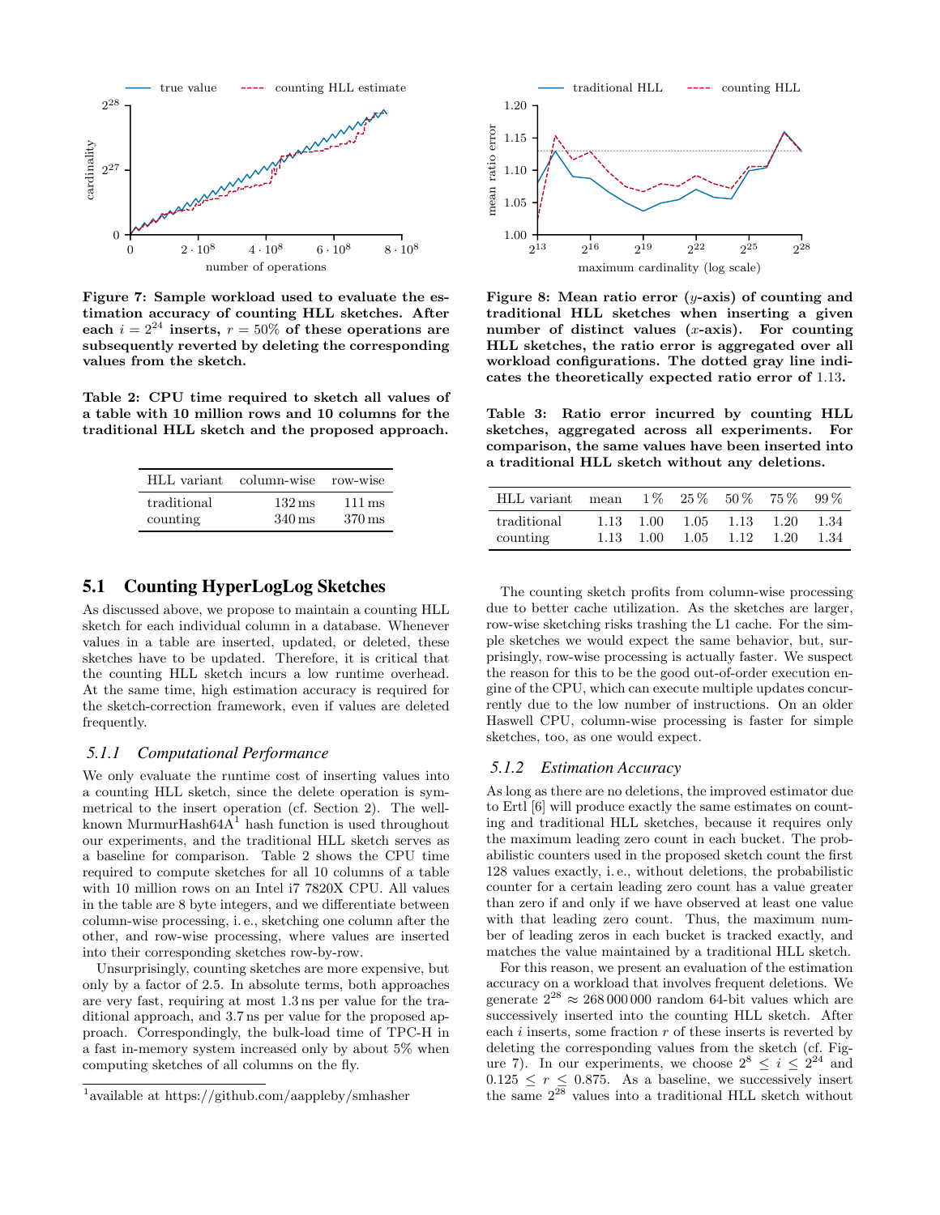Figure 7: Sample workload used to evaluate the estimation accuracy of counting HLL sketches. After each $i = 2^{24}$ inserts, $r = 50\%$ of these operations are subsequently reverted by deleting the corresponding values from the sketch.

Figure 8: Mean ratio error ($y$-axis) of counting and traditional HLL sketches when inserting a given number of distinct values ($x$-axis). For counting HLL sketches, the ratio error is aggregated over all workload configurations. The dotted gray line indicates the theoretically expected ratio error of 1.13.

**Table 2: CPU time required to sketch all values of a table with 10 million rows and 10 columns for the traditional HLL sketch and the proposed approach.**

| HLL variant | column-wise | row-wise |
|---|---|---|
| traditional | 132 ms | 111 ms |
| counting | 340 ms | 370 ms |

**Table 3: Ratio error incurred by counting HLL sketches, aggregated across all experiments. For comparison, the same values have been inserted into a traditional HLL sketch without any deletions.**

| HLL variant | mean | 1 % | 25 % | 50 % | 75 % | 99 % |
|---|---|---|---|---|---|---|
| traditional | 1.13 | 1.00 | 1.05 | 1.13 | 1.20 | 1.34 |
| counting | 1.13 | 1.00 | 1.05 | 1.12 | 1.20 | 1.34 |

## 5.1 Counting HyperLogLog Sketches

As discussed above, we propose to maintain a counting HLL sketch for each individual column in a database. Whenever values in a table are inserted, updated, or deleted, these sketches have to be updated. Therefore, it is critical that the counting HLL sketch incurs a low runtime overhead. At the same time, high estimation accuracy is required for the sketch-correction framework, even if values are deleted frequently.

### 5.1.1 Computational Performance

We only evaluate the runtime cost of inserting values into a counting HLL sketch, since the delete operation is symmetrical to the insert operation (cf. Section 2). The well-known MurmurHash64A[1] hash function is used throughout our experiments, and the traditional HLL sketch serves as a baseline for comparison. Table 2 shows the CPU time required to compute sketches for all 10 columns of a table with 10 million rows on an Intel i7 7820X CPU. All values in the table are 8 byte integers, and we differentiate between column-wise processing, i. e., sketching one column after the other, and row-wise processing, where values are inserted into their corresponding sketches row-by-row.

Unsurprisingly, counting sketches are more expensive, but only by a factor of 2.5. In absolute terms, both approaches are very fast, requiring at most 1.3 ns per value for the traditional approach, and 3.7 ns per value for the proposed approach. Correspondingly, the bulk-load time of TPC-H in a fast in-memory system increased only by about 5% when computing sketches of all columns on the fly.

[1] available at https://github.com/aappleby/smhasher

The counting sketch profits from column-wise processing due to better cache utilization. As the sketches are larger, row-wise sketching risks trashing the L1 cache. For the simple sketches we would expect the same behavior, but, surprisingly, row-wise processing is actually faster. We suspect the reason for this to be the good out-of-order execution engine of the CPU, which can execute multiple updates concurrently due to the low number of instructions. On an older Haswell CPU, column-wise processing is faster for simple sketches, too, as one would expect.

### 5.1.2 Estimation Accuracy

As long as there are no deletions, the improved estimator due to Ertl [6] will produce exactly the same estimates on counting and traditional HLL sketches, because it requires only the maximum leading zero count in each bucket. The probabilistic counters used in the proposed sketch count the first 128 values exactly, i. e., without deletions, the probabilistic counter for a certain leading zero count has a value greater than zero if and only if we have observed at least one value with that leading zero count. Thus, the maximum number of leading zeros in each bucket is tracked exactly, and matches the value maintained by a traditional HLL sketch.

For this reason, we present an evaluation of the estimation accuracy on a workload that involves frequent deletions. We generate $2^{28} \approx 268\,000\,000$ random 64-bit values which are successively inserted into the counting HLL sketch. After each $i$ inserts, some fraction $r$ of these inserts is reverted by deleting the corresponding values from the sketch (cf. Figure 7). In our experiments, we choose $2^8 \leq i \leq 2^{24}$ and $0.125 \leq r \leq 0.875$. As a baseline, we successively insert the same $2^{28}$ values into a traditional HLL sketch without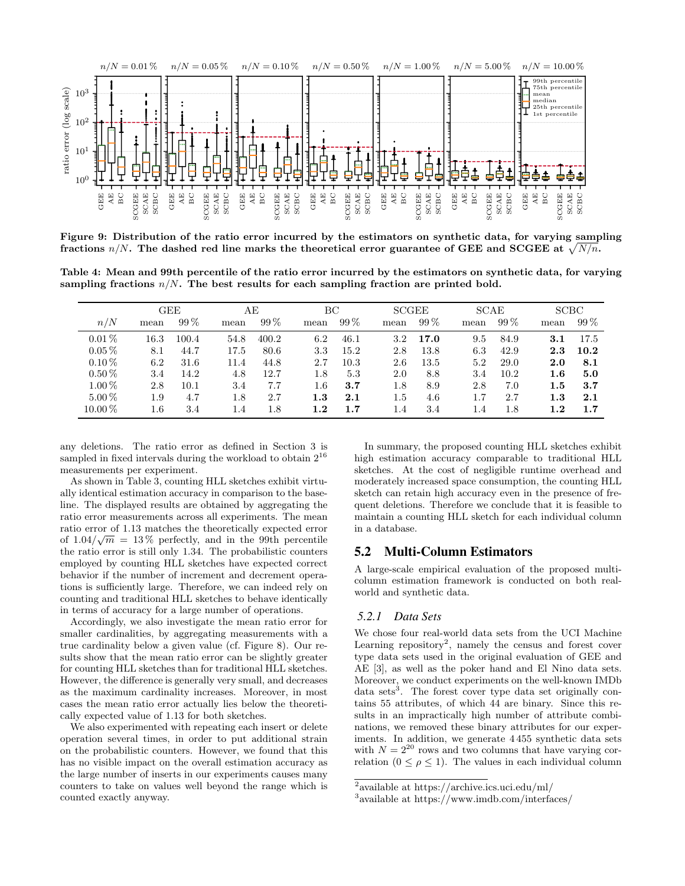Figure 9: Distribution of the ratio error incurred by the estimators on synthetic data, for varying sampling fractions $n/N$. The dashed red line marks the theoretical error guarantee of GEE and SCGEE at $\sqrt{N/n}$.

Table 4: Mean and 99th percentile of the ratio error incurred by the estimators on synthetic data, for varying sampling fractions $n/N$. The best results for each sampling fraction are printed bold.

| | GEE | | AE | | BC | | SCGEE | | SCAE | | SCBC | |
|---|---|---|---|---|---|---|---|---|---|---|---|---|
| $n/N$ | mean | 99 % | mean | 99 % | mean | 99 % | mean | 99 % | mean | 99 % | mean | 99 % |
| 0.01 % | 16.3 | 100.4 | 54.8 | 400.2 | 6.2 | 46.1 | 3.2 | **17.0** | 9.5 | 84.9 | **3.1** | 17.5 |
| 0.05 % | 8.1 | 44.7 | 17.5 | 80.6 | 3.3 | 15.2 | 2.8 | 13.8 | 6.3 | 42.9 | **2.3** | **10.2** |
| 0.10 % | 6.2 | 31.6 | 11.4 | 44.8 | 2.7 | 10.3 | 2.6 | 13.5 | 5.2 | 29.0 | **2.0** | **8.1** |
| 0.50 % | 3.4 | 14.2 | 4.8 | 12.7 | 1.8 | 5.3 | 2.0 | 8.8 | 3.4 | 10.2 | **1.6** | **5.0** |
| 1.00 % | 2.8 | 10.1 | 3.4 | 7.7 | 1.6 | **3.7** | 1.8 | 8.9 | 2.8 | 7.0 | **1.5** | **3.7** |
| 5.00 % | 1.9 | 4.7 | 1.8 | 2.7 | **1.3** | **2.1** | 1.5 | 4.6 | 1.7 | 2.7 | **1.3** | **2.1** |
| 10.00 % | 1.6 | 3.4 | 1.4 | 1.8 | **1.2** | **1.7** | 1.4 | 3.4 | 1.4 | 1.8 | **1.2** | **1.7** |

any deletions. The ratio error as defined in Section 3 is sampled in fixed intervals during the workload to obtain $2^{16}$ measurements per experiment.

As shown in Table 3, counting HLL sketches exhibit virtually identical estimation accuracy in comparison to the baseline. The displayed results are obtained by aggregating the ratio error measurements across all experiments. The mean ratio error of 1.13 matches the theoretically expected error of $1.04/\sqrt{m} = 13\,\%$ perfectly, and in the 99th percentile the ratio error is still only 1.34. The probabilistic counters employed by counting HLL sketches have expected correct behavior if the number of increment and decrement operations is sufficiently large. Therefore, we can indeed rely on counting and traditional HLL sketches to behave identically in terms of accuracy for a large number of operations.

Accordingly, we also investigate the mean ratio error for smaller cardinalities, by aggregating measurements with a true cardinality below a given value (cf. Figure 8). Our results show that the mean ratio error can be slightly greater for counting HLL sketches than for traditional HLL sketches. However, the difference is generally very small, and decreases as the maximum cardinality increases. Moreover, in most cases the mean ratio error actually lies below the theoretically expected value of 1.13 for both sketches.

We also experimented with repeating each insert or delete operation several times, in order to put additional strain on the probabilistic counters. However, we found that this has no visible impact on the overall estimation accuracy as the large number of inserts in our experiments causes many counters to take on values well beyond the range which is counted exactly anyway.

In summary, the proposed counting HLL sketches exhibit high estimation accuracy comparable to traditional HLL sketches. At the cost of negligible runtime overhead and moderately increased space consumption, the counting HLL sketch can retain high accuracy even in the presence of frequent deletions. Therefore we conclude that it is feasible to maintain a counting HLL sketch for each individual column in a database.

## 5.2 Multi-Column Estimators

A large-scale empirical evaluation of the proposed multi-column estimation framework is conducted on both real-world and synthetic data.

### *5.2.1 Data Sets*

We chose four real-world data sets from the UCI Machine Learning repository[2], namely the census and forest cover type data sets used in the original evaluation of GEE and AE [3], as well as the poker hand and El Nino data sets. Moreover, we conduct experiments on the well-known IMDb data sets[3]. The forest cover type data set originally contains 55 attributes, of which 44 are binary. Since this results in an impractically high number of attribute combinations, we removed these binary attributes for our experiments. In addition, we generate 4 455 synthetic data sets with $N = 2^{20}$ rows and two columns that have varying correlation ($0 \leq \rho \leq 1$). The values in each individual column

[2] available at https://archive.ics.uci.edu/ml/

[3] available at https://www.imdb.com/interfaces/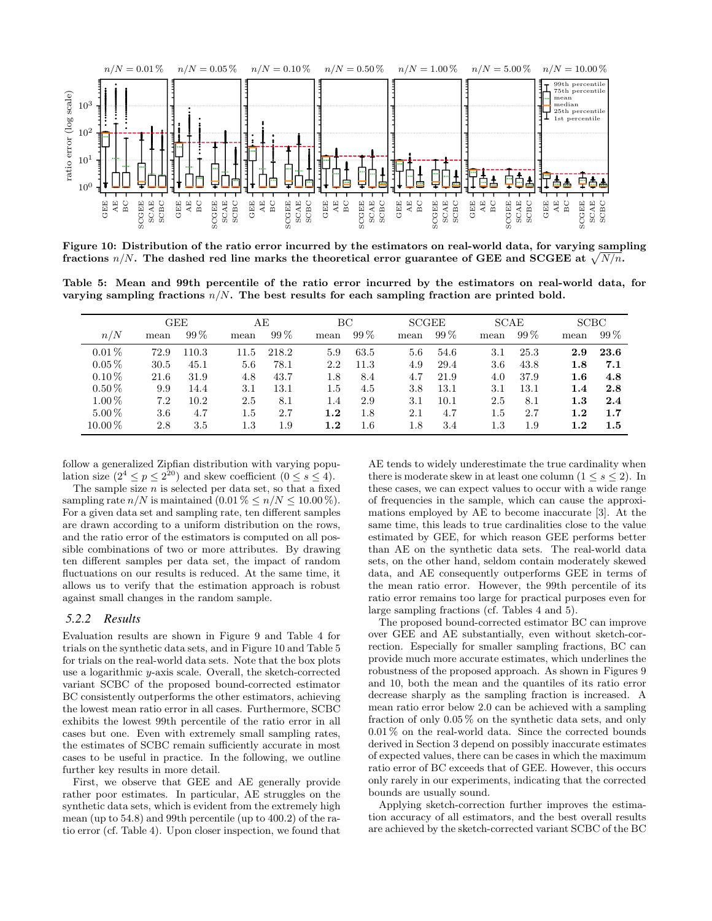Figure 10: Distribution of the ratio error incurred by the estimators on real-world data, for varying sampling fractions $n/N$. The dashed red line marks the theoretical error guarantee of GEE and SCGEE at $\sqrt{N/n}$.

Table 5: Mean and 99th percentile of the ratio error incurred by the estimators on real-world data, for varying sampling fractions $n/N$. The best results for each sampling fraction are printed bold.

| | GEE | | AE | | BC | | SCGEE | | SCAE | | SCBC | |
|---|---|---|---|---|---|---|---|---|---|---|---|---|
| $n/N$ | mean | 99 % | mean | 99 % | mean | 99 % | mean | 99 % | mean | 99 % | mean | 99 % |
| 0.01 % | 72.9 | 110.3 | 11.5 | 218.2 | 5.9 | 63.5 | 5.6 | 54.6 | 3.1 | 25.3 | **2.9** | **23.6** |
| 0.05 % | 30.5 | 45.1 | 5.6 | 78.1 | 2.2 | 11.3 | 4.9 | 29.4 | 3.6 | 43.8 | **1.8** | **7.1** |
| 0.10 % | 21.6 | 31.9 | 4.8 | 43.7 | 1.8 | 8.4 | 4.7 | 21.9 | 4.0 | 37.9 | **1.6** | **4.8** |
| 0.50 % | 9.9 | 14.4 | 3.1 | 13.1 | 1.5 | 4.5 | 3.8 | 13.1 | 3.1 | 13.1 | **1.4** | **2.8** |
| 1.00 % | 7.2 | 10.2 | 2.5 | 8.1 | 1.4 | 2.9 | 3.1 | 10.1 | 2.5 | 8.1 | **1.3** | **2.4** |
| 5.00 % | 3.6 | 4.7 | 1.5 | 2.7 | **1.2** | 1.8 | 2.1 | 4.7 | 1.5 | 2.7 | **1.2** | **1.7** |
| 10.00 % | 2.8 | 3.5 | 1.3 | 1.9 | **1.2** | 1.6 | 1.8 | 3.4 | 1.3 | 1.9 | **1.2** | **1.5** |

follow a generalized Zipfian distribution with varying population size ($2^4 \leq p \leq 2^{20}$) and skew coefficient ($0 \leq s \leq 4$).

The sample size $n$ is selected per data set, so that a fixed sampling rate $n/N$ is maintained ($0.01\,\% \leq n/N \leq 10.00\,\%$). For a given data set and sampling rate, ten different samples are drawn according to a uniform distribution on the rows, and the ratio error of the estimators is computed on all possible combinations of two or more attributes. By drawing ten different samples per data set, the impact of random fluctuations on our results is reduced. At the same time, it allows us to verify that the estimation approach is robust against small changes in the random sample.

### 5.2.2 Results

Evaluation results are shown in Figure 9 and Table 4 for trials on the synthetic data sets, and in Figure 10 and Table 5 for trials on the real-world data sets. Note that the box plots use a logarithmic $y$-axis scale. Overall, the sketch-corrected variant SCBC of the proposed bound-corrected estimator BC consistently outperforms the other estimators, achieving the lowest mean ratio error in all cases. Furthermore, SCBC exhibits the lowest 99th percentile of the ratio error in all cases but one. Even with extremely small sampling rates, the estimates of SCBC remain sufficiently accurate in most cases to be useful in practice. In the following, we outline further key results in more detail.

First, we observe that GEE and AE generally provide rather poor estimates. In particular, AE struggles on the synthetic data sets, which is evident from the extremely high mean (up to 54.8) and 99th percentile (up to 400.2) of the ratio error (cf. Table 4). Upon closer inspection, we found that AE tends to widely underestimate the true cardinality when there is moderate skew in at least one column ($1 \leq s \leq 2$). In these cases, we can expect values to occur with a wide range of frequencies in the sample, which can cause the approximations employed by AE to become inaccurate [3]. At the same time, this leads to true cardinalities close to the value estimated by GEE, for which reason GEE performs better than AE on the synthetic data sets. The real-world data sets, on the other hand, seldom contain moderately skewed data, and AE consequently outperforms GEE in terms of the mean ratio error. However, the 99th percentile of its ratio error remains too large for practical purposes even for large sampling fractions (cf. Tables 4 and 5).

The proposed bound-corrected estimator BC can improve over GEE and AE substantially, even without sketch-correction. Especially for smaller sampling fractions, BC can provide much more accurate estimates, which underlines the robustness of the proposed approach. As shown in Figures 9 and 10, both the mean and the quantiles of its ratio error decrease sharply as the sampling fraction is increased. A mean ratio error below 2.0 can be achieved with a sampling fraction of only 0.05 % on the synthetic data sets, and only 0.01 % on the real-world data. Since the corrected bounds derived in Section 3 depend on possibly inaccurate estimates of expected values, there can be cases in which the maximum ratio error of BC exceeds that of GEE. However, this occurs only rarely in our experiments, indicating that the corrected bounds are usually sound.

Applying sketch-correction further improves the estimation accuracy of all estimators, and the best overall results are achieved by the sketch-corrected variant SCBC of the BC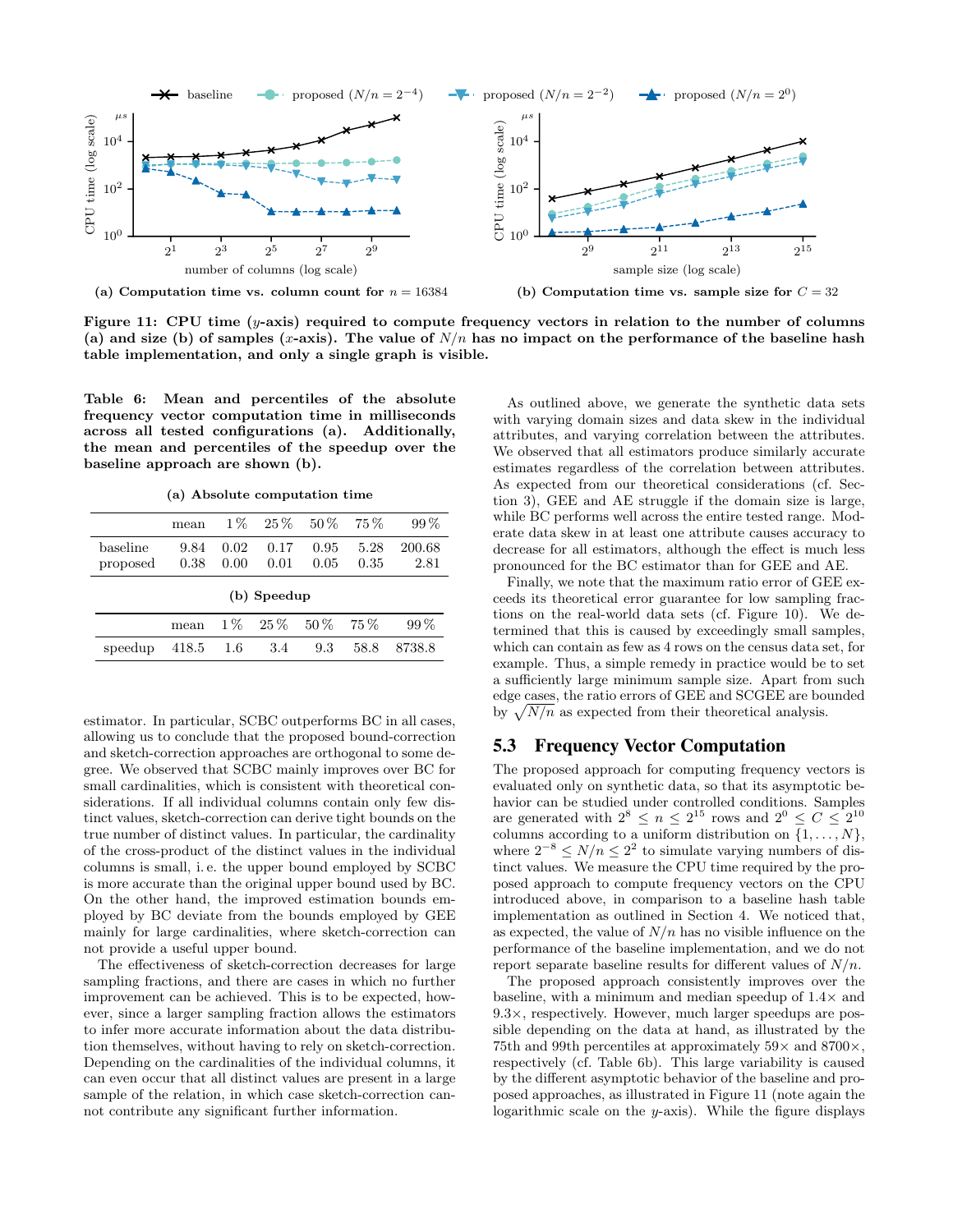(a) Computation time vs. column count for $n = 16384$

(b) Computation time vs. sample size for $C = 32$

**Figure 11: CPU time ($y$-axis) required to compute frequency vectors in relation to the number of columns (a) and size (b) of samples ($x$-axis). The value of $N/n$ has no impact on the performance of the baseline hash table implementation, and only a single graph is visible.**

**Table 6: Mean and percentiles of the absolute frequency vector computation time in milliseconds across all tested configurations (a). Additionally, the mean and percentiles of the speedup over the baseline approach are shown (b).**

**(a) Absolute computation time**

| | mean | 1 % | 25 % | 50 % | 75 % | 99 % |
|---|---|---|---|---|---|---|
| baseline | 9.84 | 0.02 | 0.17 | 0.95 | 5.28 | 200.68 |
| proposed | 0.38 | 0.00 | 0.01 | 0.05 | 0.35 | 2.81 |

**(b) Speedup**

| | mean | 1 % | 25 % | 50 % | 75 % | 99 % |
|---|---|---|---|---|---|---|
| speedup | 418.5 | 1.6 | 3.4 | 9.3 | 58.8 | 8738.8 |

estimator. In particular, SCBC outperforms BC in all cases, allowing us to conclude that the proposed bound-correction and sketch-correction approaches are orthogonal to some degree. We observed that SCBC mainly improves over BC for small cardinalities, which is consistent with theoretical considerations. If all individual columns contain only few distinct values, sketch-correction can derive tight bounds on the true number of distinct values. In particular, the cardinality of the cross-product of the distinct values in the individual columns is small, i. e. the upper bound employed by SCBC is more accurate than the original upper bound used by BC. On the other hand, the improved estimation bounds employed by BC deviate from the bounds employed by GEE mainly for large cardinalities, where sketch-correction can not provide a useful upper bound.

The effectiveness of sketch-correction decreases for large sampling fractions, and there are cases in which no further improvement can be achieved. This is to be expected, however, since a larger sampling fraction allows the estimators to infer more accurate information about the data distribution themselves, without having to rely on sketch-correction. Depending on the cardinalities of the individual columns, it can even occur that all distinct values are present in a large sample of the relation, in which case sketch-correction cannot contribute any significant further information.

As outlined above, we generate the synthetic data sets with varying domain sizes and data skew in the individual attributes, and varying correlation between the attributes. We observed that all estimators produce similarly accurate estimates regardless of the correlation between attributes. As expected from our theoretical considerations (cf. Section 3), GEE and AE struggle if the domain size is large, while BC performs well across the entire tested range. Moderate data skew in at least one attribute causes accuracy to decrease for all estimators, although the effect is much less pronounced for the BC estimator than for GEE and AE.

Finally, we note that the maximum ratio error of GEE exceeds its theoretical error guarantee for low sampling fractions on the real-world data sets (cf. Figure 10). We determined that this is caused by exceedingly small samples, which can contain as few as 4 rows on the census data set, for example. Thus, a simple remedy in practice would be to set a sufficiently large minimum sample size. Apart from such edge cases, the ratio errors of GEE and SCGEE are bounded by $\sqrt{N/n}$ as expected from their theoretical analysis.

## 5.3 Frequency Vector Computation

The proposed approach for computing frequency vectors is evaluated only on synthetic data, so that its asymptotic behavior can be studied under controlled conditions. Samples are generated with $2^8 \le n \le 2^{15}$ rows and $2^0 \le C \le 2^{10}$ columns according to a uniform distribution on $\{1, \ldots, N\}$, where $2^{-8} \le N/n \le 2^2$ to simulate varying numbers of distinct values. We measure the CPU time required by the proposed approach to compute frequency vectors on the CPU introduced above, in comparison to a baseline hash table implementation as outlined in Section 4. We noticed that, as expected, the value of $N/n$ has no visible influence on the performance of the baseline implementation, and we do not report separate baseline results for different values of $N/n$.

The proposed approach consistently improves over the baseline, with a minimum and median speedup of 1.4× and 9.3×, respectively. However, much larger speedups are possible depending on the data at hand, as illustrated by the 75th and 99th percentiles at approximately 59× and 8700×, respectively (cf. Table 6b). This large variability is caused by the different asymptotic behavior of the baseline and proposed approaches, as illustrated in Figure 11 (note again the logarithmic scale on the $y$-axis). While the figure displays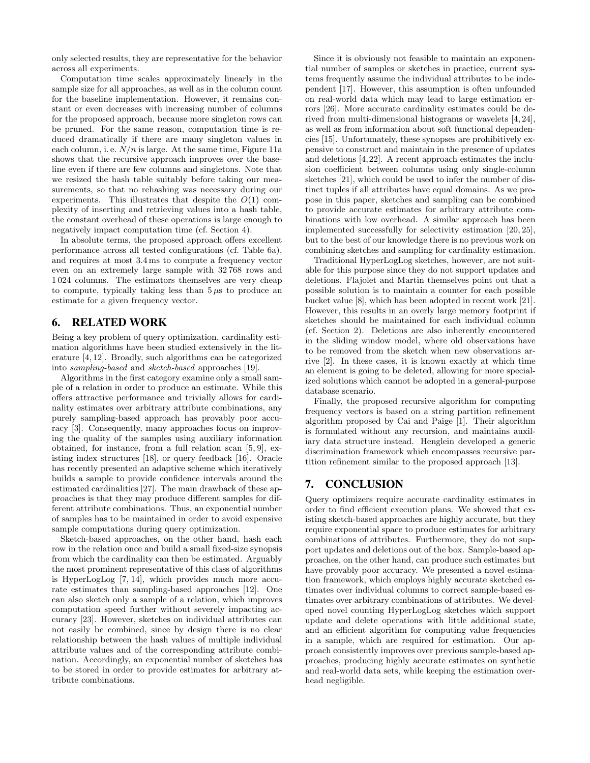only selected results, they are representative for the behavior across all experiments.

Computation time scales approximately linearly in the sample size for all approaches, as well as in the column count for the baseline implementation. However, it remains constant or even decreases with increasing number of columns for the proposed approach, because more singleton rows can be pruned. For the same reason, computation time is reduced dramatically if there are many singleton values in each column, i. e. $N/n$ is large. At the same time, Figure 11a shows that the recursive approach improves over the baseline even if there are few columns and singletons. Note that we resized the hash table suitably before taking our measurements, so that no rehashing was necessary during our experiments. This illustrates that despite the $O(1)$ complexity of inserting and retrieving values into a hash table, the constant overhead of these operations is large enough to negatively impact computation time (cf. Section 4).

In absolute terms, the proposed approach offers excellent performance across all tested configurations (cf. Table 6a), and requires at most 3.4 ms to compute a frequency vector even on an extremely large sample with 32 768 rows and 1 024 columns. The estimators themselves are very cheap to compute, typically taking less than 5 $\mu$s to produce an estimate for a given frequency vector.

## 6. RELATED WORK

Being a key problem of query optimization, cardinality estimation algorithms have been studied extensively in the literature [4, 12]. Broadly, such algorithms can be categorized into *sampling-based* and *sketch-based* approaches [19].

Algorithms in the first category examine only a small sample of a relation in order to produce an estimate. While this offers attractive performance and trivially allows for cardinality estimates over arbitrary attribute combinations, any purely sampling-based approach has provably poor accuracy [3]. Consequently, many approaches focus on improving the quality of the samples using auxiliary information obtained, for instance, from a full relation scan [5, 9], existing index structures [18], or query feedback [16]. Oracle has recently presented an adaptive scheme which iteratively builds a sample to provide confidence intervals around the estimated cardinalities [27]. The main drawback of these approaches is that they may produce different samples for different attribute combinations. Thus, an exponential number of samples has to be maintained in order to avoid expensive sample computations during query optimization.

Sketch-based approaches, on the other hand, hash each row in the relation once and build a small fixed-size synopsis from which the cardinality can then be estimated. Arguably the most prominent representative of this class of algorithms is HyperLogLog [7, 14], which provides much more accurate estimates than sampling-based approaches [12]. One can also sketch only a sample of a relation, which improves computation speed further without severely impacting accuracy [23]. However, sketches on individual attributes can not easily be combined, since by design there is no clear relationship between the hash values of multiple individual attribute values and of the corresponding attribute combination. Accordingly, an exponential number of sketches has to be stored in order to provide estimates for arbitrary attribute combinations.

Since it is obviously not feasible to maintain an exponential number of samples or sketches in practice, current systems frequently assume the individual attributes to be independent [17]. However, this assumption is often unfounded on real-world data which may lead to large estimation errors [26]. More accurate cardinality estimates could be derived from multi-dimensional histograms or wavelets [4, 24], as well as from information about soft functional dependencies [15]. Unfortunately, these synopses are prohibitively expensive to construct and maintain in the presence of updates and deletions [4, 22]. A recent approach estimates the inclusion coefficient between columns using only single-column sketches [21], which could be used to infer the number of distinct tuples if all attributes have equal domains. As we propose in this paper, sketches and sampling can be combined to provide accurate estimates for arbitrary attribute combinations with low overhead. A similar approach has been implemented successfully for selectivity estimation [20, 25], but to the best of our knowledge there is no previous work on combining sketches and sampling for cardinality estimation.

Traditional HyperLogLog sketches, however, are not suitable for this purpose since they do not support updates and deletions. Flajolet and Martin themselves point out that a possible solution is to maintain a counter for each possible bucket value [8], which has been adopted in recent work [21]. However, this results in an overly large memory footprint if sketches should be maintained for each individual column (cf. Section 2). Deletions are also inherently encountered in the sliding window model, where old observations have to be removed from the sketch when new observations arrive [2]. In these cases, it is known exactly at which time an element is going to be deleted, allowing for more specialized solutions which cannot be adopted in a general-purpose database scenario.

Finally, the proposed recursive algorithm for computing frequency vectors is based on a string partition refinement algorithm proposed by Cai and Paige [1]. Their algorithm is formulated without any recursion, and maintains auxiliary data structure instead. Henglein developed a generic discrimination framework which encompasses recursive partition refinement similar to the proposed approach [13].

## 7. CONCLUSION

Query optimizers require accurate cardinality estimates in order to find efficient execution plans. We showed that existing sketch-based approaches are highly accurate, but they require exponential space to produce estimates for arbitrary combinations of attributes. Furthermore, they do not support updates and deletions out of the box. Sample-based approaches, on the other hand, can produce such estimates but have provably poor accuracy. We presented a novel estimation framework, which employs highly accurate sketched estimates over individual columns to correct sample-based estimates over arbitrary combinations of attributes. We developed novel counting HyperLogLog sketches which support update and delete operations with little additional state, and an efficient algorithm for computing value frequencies in a sample, which are required for estimation. Our approach consistently improves over previous sample-based approaches, producing highly accurate estimates on synthetic and real-world data sets, while keeping the estimation overhead negligible.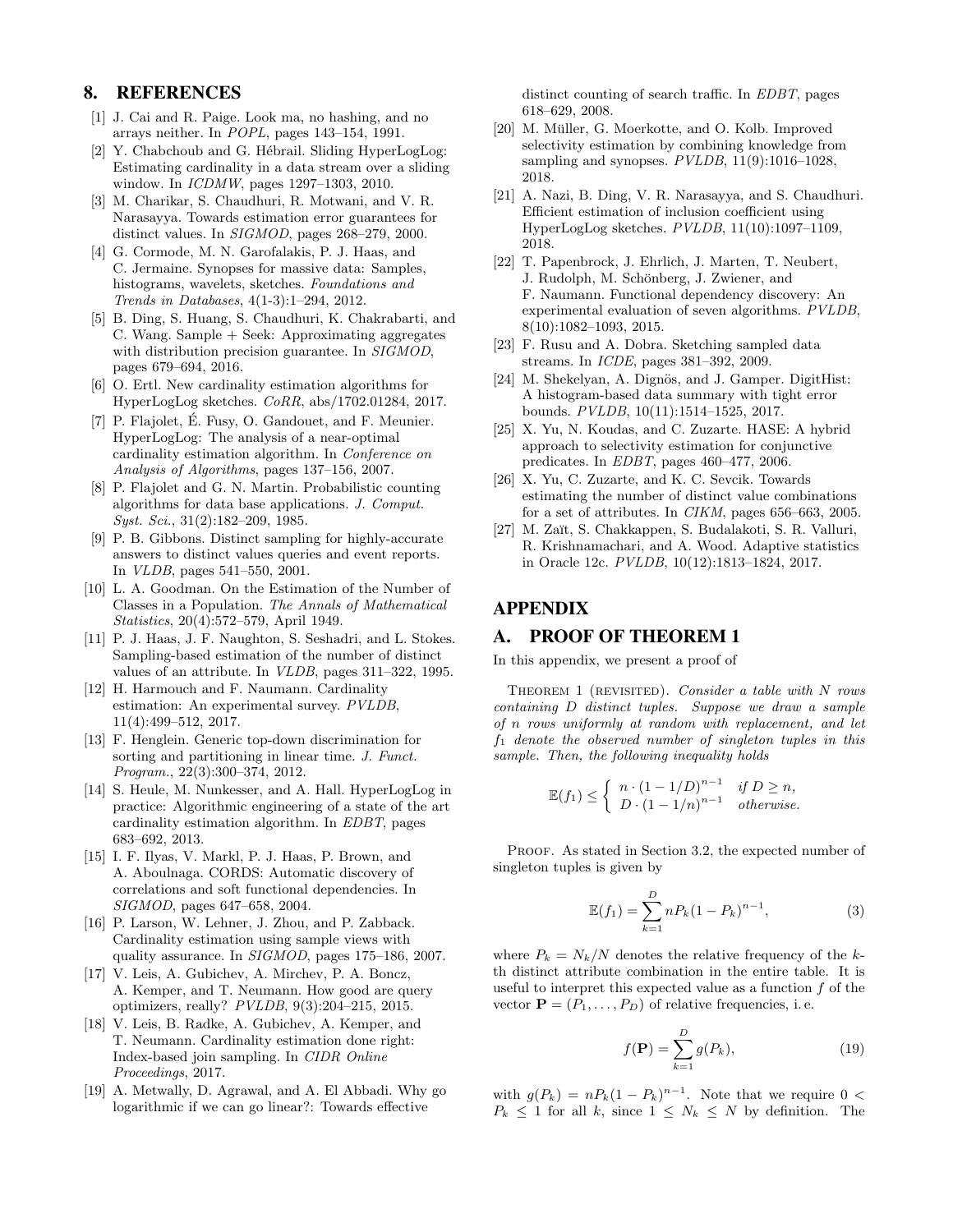# 8. REFERENCES

[1] J. Cai and R. Paige. Look ma, no hashing, and no arrays neither. In *POPL*, pages 143–154, 1991.

[2] Y. Chabchoub and G. Hébrail. Sliding HyperLogLog: Estimating cardinality in a data stream over a sliding window. In *ICDMW*, pages 1297–1303, 2010.

[3] M. Charikar, S. Chaudhuri, R. Motwani, and V. R. Narasayya. Towards estimation error guarantees for distinct values. In *SIGMOD*, pages 268–279, 2000.

[4] G. Cormode, M. N. Garofalakis, P. J. Haas, and C. Jermaine. Synopses for massive data: Samples, histograms, wavelets, sketches. *Foundations and Trends in Databases*, 4(1-3):1–294, 2012.

[5] B. Ding, S. Huang, S. Chaudhuri, K. Chakrabarti, and C. Wang. Sample + Seek: Approximating aggregates with distribution precision guarantee. In *SIGMOD*, pages 679–694, 2016.

[6] O. Ertl. New cardinality estimation algorithms for HyperLogLog sketches. *CoRR*, abs/1702.01284, 2017.

[7] P. Flajolet, É. Fusy, O. Gandouet, and F. Meunier. HyperLogLog: The analysis of a near-optimal cardinality estimation algorithm. In *Conference on Analysis of Algorithms*, pages 137–156, 2007.

[8] P. Flajolet and G. N. Martin. Probabilistic counting algorithms for data base applications. *J. Comput. Syst. Sci.*, 31(2):182–209, 1985.

[9] P. B. Gibbons. Distinct sampling for highly-accurate answers to distinct values queries and event reports. In *VLDB*, pages 541–550, 2001.

[10] L. A. Goodman. On the Estimation of the Number of Classes in a Population. *The Annals of Mathematical Statistics*, 20(4):572–579, April 1949.

[11] P. J. Haas, J. F. Naughton, S. Seshadri, and L. Stokes. Sampling-based estimation of the number of distinct values of an attribute. In *VLDB*, pages 311–322, 1995.

[12] H. Harmouch and F. Naumann. Cardinality estimation: An experimental survey. *PVLDB*, 11(4):499–512, 2017.

[13] F. Henglein. Generic top-down discrimination for sorting and partitioning in linear time. *J. Funct. Program.*, 22(3):300–374, 2012.

[14] S. Heule, M. Nunkesser, and A. Hall. HyperLogLog in practice: Algorithmic engineering of a state of the art cardinality estimation algorithm. In *EDBT*, pages 683–692, 2013.

[15] I. F. Ilyas, V. Markl, P. J. Haas, P. Brown, and A. Aboulnaga. CORDS: Automatic discovery of correlations and soft functional dependencies. In *SIGMOD*, pages 647–658, 2004.

[16] P. Larson, W. Lehner, J. Zhou, and P. Zabback. Cardinality estimation using sample views with quality assurance. In *SIGMOD*, pages 175–186, 2007.

[17] V. Leis, A. Gubichev, A. Mirchev, P. A. Boncz, A. Kemper, and T. Neumann. How good are query optimizers, really? *PVLDB*, 9(3):204–215, 2015.

[18] V. Leis, B. Radke, A. Gubichev, A. Kemper, and T. Neumann. Cardinality estimation done right: Index-based join sampling. In *CIDR Online Proceedings*, 2017.

[19] A. Metwally, D. Agrawal, and A. El Abbadi. Why go logarithmic if we can go linear?: Towards effective distinct counting of search traffic. In *EDBT*, pages 618–629, 2008.

[20] M. Müller, G. Moerkotte, and O. Kolb. Improved selectivity estimation by combining knowledge from sampling and synopses. *PVLDB*, 11(9):1016–1028, 2018.

[21] A. Nazi, B. Ding, V. R. Narasayya, and S. Chaudhuri. Efficient estimation of inclusion coefficient using HyperLogLog sketches. *PVLDB*, 11(10):1097–1109, 2018.

[22] T. Papenbrock, J. Ehrlich, J. Marten, T. Neubert, J. Rudolph, M. Schönberg, J. Zwiener, and F. Naumann. Functional dependency discovery: An experimental evaluation of seven algorithms. *PVLDB*, 8(10):1082–1093, 2015.

[23] F. Rusu and A. Dobra. Sketching sampled data streams. In *ICDE*, pages 381–392, 2009.

[24] M. Shekelyan, A. Dignös, and J. Gamper. DigitHist: A histogram-based data summary with tight error bounds. *PVLDB*, 10(11):1514–1525, 2017.

[25] X. Yu, N. Koudas, and C. Zuzarte. HASE: A hybrid approach to selectivity estimation for conjunctive predicates. In *EDBT*, pages 460–477, 2006.

[26] X. Yu, C. Zuzarte, and K. C. Sevcik. Towards estimating the number of distinct value combinations for a set of attributes. In *CIKM*, pages 656–663, 2005.

[27] M. Zaït, S. Chakkappen, S. Budalakoti, S. R. Valluri, R. Krishnamachari, and A. Wood. Adaptive statistics in Oracle 12c. *PVLDB*, 10(12):1813–1824, 2017.

# APPENDIX

# A. PROOF OF THEOREM 1

In this appendix, we present a proof of

Theorem 1 (revisited). *Consider a table with $N$ rows containing $D$ distinct tuples. Suppose we draw a sample of $n$ rows uniformly at random with replacement, and let $f_1$ denote the observed number of singleton tuples in this sample. Then, the following inequality holds*

$$\mathbb{E}(f_1) \leq \begin{cases} n \cdot (1 - 1/D)^{n-1} & \text{if } D \geq n, \\ D \cdot (1 - 1/n)^{n-1} & \text{otherwise.} \end{cases}$$

Proof. As stated in Section 3.2, the expected number of singleton tuples is given by

$$\mathbb{E}(f_1) = \sum_{k=1}^{D} nP_k(1 - P_k)^{n-1}, \tag{3}$$

where $P_k = N_k/N$ denotes the relative frequency of the $k$-th distinct attribute combination in the entire table. It is useful to interpret this expected value as a function $f$ of the vector $\mathbf{P} = (P_1, \ldots, P_D)$ of relative frequencies, i. e.

$$f(\mathbf{P}) = \sum_{k=1}^{D} g(P_k), \tag{19}$$

with $g(P_k) = nP_k(1 - P_k)^{n-1}$. Note that we require $0 < P_k \leq 1$ for all $k$, since $1 \leq N_k \leq N$ by definition. The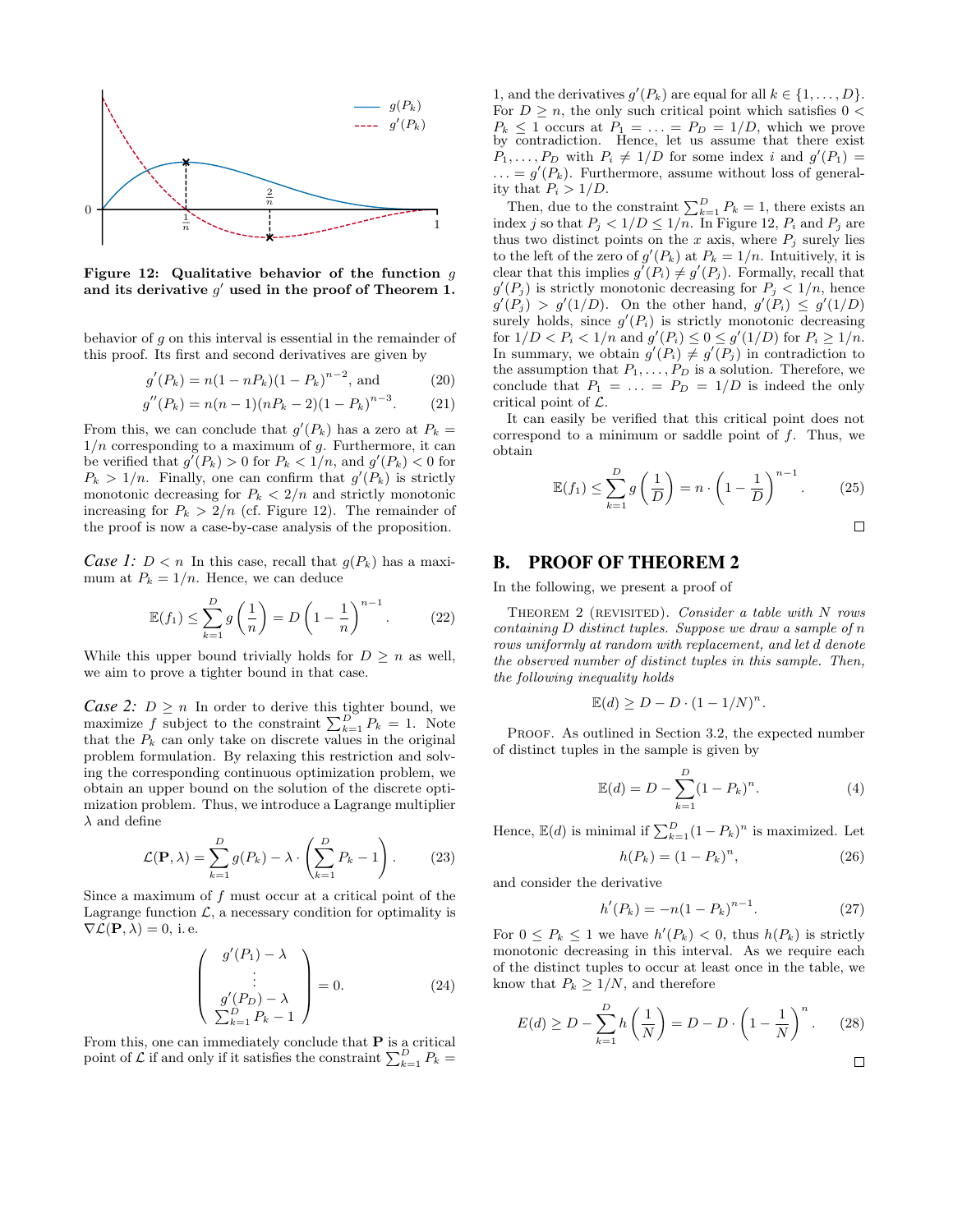$g(P_k)$

$g'(P_k)$

0

$\frac{1}{n}$

$\frac{2}{n}$

1

**Figure 12: Qualitative behavior of the function $g$ and its derivative $g'$ used in the proof of Theorem 1.**

behavior of $g$ on this interval is essential in the remainder of this proof. Its first and second derivatives are given by

$$g'(P_k) = n(1 - nP_k)(1 - P_k)^{n-2}, \text{ and} \tag{20}$$

$$g''(P_k) = n(n-1)(nP_k - 2)(1 - P_k)^{n-3}. \tag{21}$$

From this, we can conclude that $g'(P_k)$ has a zero at $P_k = 1/n$ corresponding to a maximum of $g$. Furthermore, it can be verified that $g'(P_k) > 0$ for $P_k < 1/n$, and $g'(P_k) < 0$ for $P_k > 1/n$. Finally, one can confirm that $g'(P_k)$ is strictly monotonic decreasing for $P_k < 2/n$ and strictly monotonic increasing for $P_k > 2/n$ (cf. Figure 12). The remainder of the proof is now a case-by-case analysis of the proposition.

***Case 1:*** $D < n$ In this case, recall that $g(P_k)$ has a maximum at $P_k = 1/n$. Hence, we can deduce

$$\mathbb{E}(f_1) \leq \sum_{k=1}^{D} g\left(\frac{1}{n}\right) = D\left(1 - \frac{1}{n}\right)^{n-1}. \tag{22}$$

While this upper bound trivially holds for $D \geq n$ as well, we aim to prove a tighter bound in that case.

***Case 2:*** $D \geq n$ In order to derive this tighter bound, we maximize $f$ subject to the constraint $\sum_{k=1}^{D} P_k = 1$. Note that the $P_k$ can only take on discrete values in the original problem formulation. By relaxing this restriction and solving the corresponding continuous optimization problem, we obtain an upper bound on the solution of the discrete optimization problem. Thus, we introduce a Lagrange multiplier $\lambda$ and define

$$\mathcal{L}(\mathbf{P}, \lambda) = \sum_{k=1}^{D} g(P_k) - \lambda \cdot \left(\sum_{k=1}^{D} P_k - 1\right). \tag{23}$$

Since a maximum of $f$ must occur at a critical point of the Lagrange function $\mathcal{L}$, a necessary condition for optimality is $\nabla\mathcal{L}(\mathbf{P}, \lambda) = 0$, i. e.

$$\begin{pmatrix} g'(P_1) - \lambda \\ \vdots \\ g'(P_D) - \lambda \\ \sum_{k=1}^{D} P_k - 1 \end{pmatrix} = 0. \tag{24}$$

From this, one can immediately conclude that $\mathbf{P}$ is a critical point of $\mathcal{L}$ if and only if it satisfies the constraint $\sum_{k=1}^{D} P_k = 1$, and the derivatives $g'(P_k)$ are equal for all $k \in \{1, \ldots, D\}$. For $D \geq n$, the only such critical point which satisfies $0 < P_k \leq 1$ occurs at $P_1 = \ldots = P_D = 1/D$, which we prove by contradiction. Hence, let us assume that there exist $P_1, \ldots, P_D$ with $P_i \neq 1/D$ for some index $i$ and $g'(P_1) = \ldots = g'(P_k)$. Furthermore, assume without loss of generality that $P_i > 1/D$.

Then, due to the constraint $\sum_{k=1}^{D} P_k = 1$, there exists an index $j$ so that $P_j < 1/D \leq 1/n$. In Figure 12, $P_i$ and $P_j$ are thus two distinct points on the $x$ axis, where $P_j$ surely lies to the left of the zero of $g'(P_k)$ at $P_k = 1/n$. Intuitively, it is clear that this implies $g'(P_i) \neq g'(P_j)$. Formally, recall that $g'(P_j)$ is strictly monotonic decreasing for $P_j < 1/n$, hence $g'(P_j) > g'(1/D)$. On the other hand, $g'(P_i) \leq g'(1/D)$ surely holds, since $g'(P_i)$ is strictly monotonic decreasing for $1/D < P_i < 1/n$ and $g'(P_i) \leq 0 \leq g'(1/D)$ for $P_i \geq 1/n$. In summary, we obtain $g'(P_i) \neq g'(P_j)$ in contradiction to the assumption that $P_1, \ldots, P_D$ is a solution. Therefore, we conclude that $P_1 = \ldots = P_D = 1/D$ is indeed the only critical point of $\mathcal{L}$.

It can be easily be verified that this critical point does not correspond to a minimum or saddle point of $f$. Thus, we obtain

$$\mathbb{E}(f_1) \leq \sum_{k=1}^{D} g\left(\frac{1}{D}\right) = n \cdot \left(1 - \frac{1}{D}\right)^{n-1}. \tag{25}$$

□

## B. PROOF OF THEOREM 2

In the following, we present a proof of

THEOREM 2 (REVISITED). *Consider a table with $N$ rows containing $D$ distinct tuples. Suppose we draw a sample of $n$ rows uniformly at random with replacement, and let $d$ denote the observed number of distinct tuples in this sample. Then, the following inequality holds*

$$\mathbb{E}(d) \geq D - D \cdot (1 - 1/N)^n.$$

PROOF. As outlined in Section 3.2, the expected number of distinct tuples in the sample is given by

$$\mathbb{E}(d) = D - \sum_{k=1}^{D} (1 - P_k)^n. \tag{4}$$

Hence, $\mathbb{E}(d)$ is minimal if $\sum_{k=1}^{D} (1 - P_k)^n$ is maximized. Let

$$h(P_k) = (1 - P_k)^n, \tag{26}$$

and consider the derivative

$$h'(P_k) = -n(1 - P_k)^{n-1}. \tag{27}$$

For $0 \leq P_k \leq 1$ we have $h'(P_k) < 0$, thus $h(P_k)$ is strictly monotonic decreasing in this interval. As we require each of the distinct tuples to occur at least once in the table, we know that $P_k \geq 1/N$, and therefore

$$E(d) \geq D - \sum_{k=1}^{D} h\left(\frac{1}{N}\right) = D - D \cdot \left(1 - \frac{1}{N}\right)^n. \tag{28}$$

□